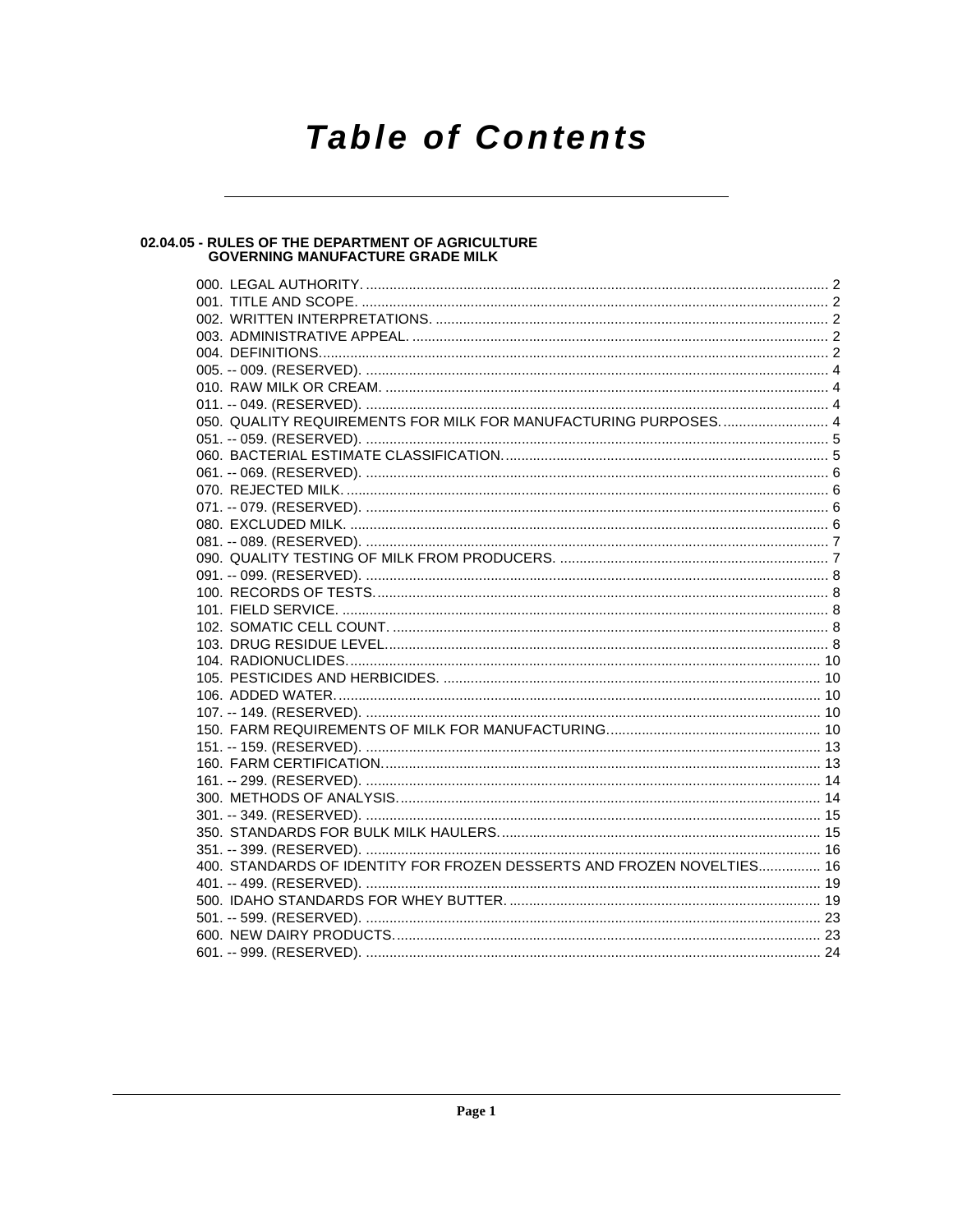# Table of Contents

## 02.04.05 - RULES OF THE DEPARTMENT OF AGRICULTURE GOVERNING MANUFACTURE GRADE MILK

000. LEGAL AUTHORITY. ...... 2
001. TITLE AND SCOPE. ...... 2
002. WRITTEN INTERPRETATIONS. ...... 2
003. ADMINISTRATIVE APPEAL. ...... 2
004. DEFINITIONS. ...... 2
005. -- 009. (RESERVED). ...... 4
010. RAW MILK OR CREAM. ...... 4
011. -- 049. (RESERVED). ...... 4
050. QUALITY REQUIREMENTS FOR MILK FOR MANUFACTURING PURPOSES. ...... 4
051. -- 059. (RESERVED). ...... 5
060. BACTERIAL ESTIMATE CLASSIFICATION. ...... 5
061. -- 069. (RESERVED). ...... 6
070. REJECTED MILK. ...... 6
071. -- 079. (RESERVED). ...... 6
080. EXCLUDED MILK. ...... 6
081. -- 089. (RESERVED). ...... 7
090. QUALITY TESTING OF MILK FROM PRODUCERS. ...... 7
091. -- 099. (RESERVED). ...... 8
100. RECORDS OF TESTS. ...... 8
101. FIELD SERVICE. ...... 8
102. SOMATIC CELL COUNT. ...... 8
103. DRUG RESIDUE LEVEL. ...... 8
104. RADIONUCLIDES. ...... 10
105. PESTICIDES AND HERBICIDES. ...... 10
106. ADDED WATER. ...... 10
107. -- 149. (RESERVED). ...... 10
150. FARM REQUIREMENTS OF MILK FOR MANUFACTURING. ...... 10
151. -- 159. (RESERVED). ...... 13
160. FARM CERTIFICATION. ...... 13
161. -- 299. (RESERVED). ...... 14
300. METHODS OF ANALYSIS. ...... 14
301. -- 349. (RESERVED). ...... 15
350. STANDARDS FOR BULK MILK HAULERS. ...... 15
351. -- 399. (RESERVED). ...... 16
400. STANDARDS OF IDENTITY FOR FROZEN DESSERTS AND FROZEN NOVELTIES. ...... 16
401. -- 499. (RESERVED). ...... 19
500. IDAHO STANDARDS FOR WHEY BUTTER. ...... 19
501. -- 599. (RESERVED). ...... 23
600. NEW DAIRY PRODUCTS. ...... 23
601. -- 999. (RESERVED). ...... 24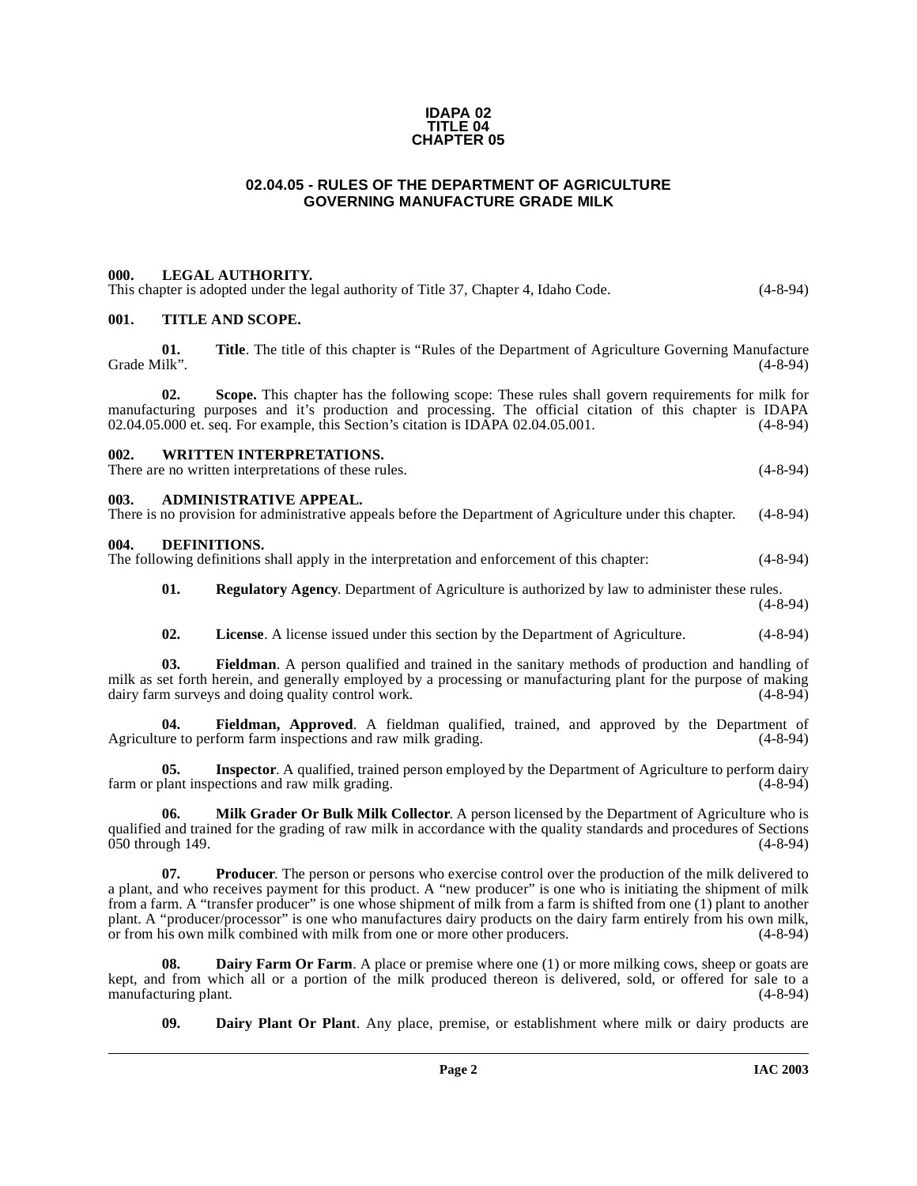**IDAPA 02**
**TITLE 04**
**CHAPTER 05**

## 02.04.05 - RULES OF THE DEPARTMENT OF AGRICULTURE GOVERNING MANUFACTURE GRADE MILK

### 000. LEGAL AUTHORITY.

This chapter is adopted under the legal authority of Title 37, Chapter 4, Idaho Code. (4-8-94)

### 001. TITLE AND SCOPE.

**01. Title**. The title of this chapter is "Rules of the Department of Agriculture Governing Manufacture Grade Milk". (4-8-94)

**02. Scope.** This chapter has the following scope: These rules shall govern requirements for milk for manufacturing purposes and it's production and processing. The official citation of this chapter is IDAPA 02.04.05.000 et. seq. For example, this Section's citation is IDAPA 02.04.05.001. (4-8-94)

### 002. WRITTEN INTERPRETATIONS.

There are no written interpretations of these rules. (4-8-94)

### 003. ADMINISTRATIVE APPEAL.

There is no provision for administrative appeals before the Department of Agriculture under this chapter. (4-8-94)

### 004. DEFINITIONS.

The following definitions shall apply in the interpretation and enforcement of this chapter: (4-8-94)

**01. Regulatory Agency**. Department of Agriculture is authorized by law to administer these rules. (4-8-94)

**02. License**. A license issued under this section by the Department of Agriculture. (4-8-94)

**03. Fieldman**. A person qualified and trained in the sanitary methods of production and handling of milk as set forth herein, and generally employed by a processing or manufacturing plant for the purpose of making dairy farm surveys and doing quality control work. (4-8-94)

**04. Fieldman, Approved**. A fieldman qualified, trained, and approved by the Department of Agriculture to perform farm inspections and raw milk grading. (4-8-94)

**05. Inspector**. A qualified, trained person employed by the Department of Agriculture to perform dairy farm or plant inspections and raw milk grading. (4-8-94)

**06. Milk Grader Or Bulk Milk Collector**. A person licensed by the Department of Agriculture who is qualified and trained for the grading of raw milk in accordance with the quality standards and procedures of Sections 050 through 149. (4-8-94)

**07. Producer**. The person or persons who exercise control over the production of the milk delivered to a plant, and who receives payment for this product. A "new producer" is one who is initiating the shipment of milk from a farm. A "transfer producer" is one whose shipment of milk from a farm is shifted from one (1) plant to another plant. A "producer/processor" is one who manufactures dairy products on the dairy farm entirely from his own milk, or from his own milk combined with milk from one or more other producers. (4-8-94)

**08. Dairy Farm Or Farm**. A place or premise where one (1) or more milking cows, sheep or goats are kept, and from which all or a portion of the milk produced thereon is delivered, sold, or offered for sale to a manufacturing plant. (4-8-94)

**09. Dairy Plant Or Plant**. Any place, premise, or establishment where milk or dairy products are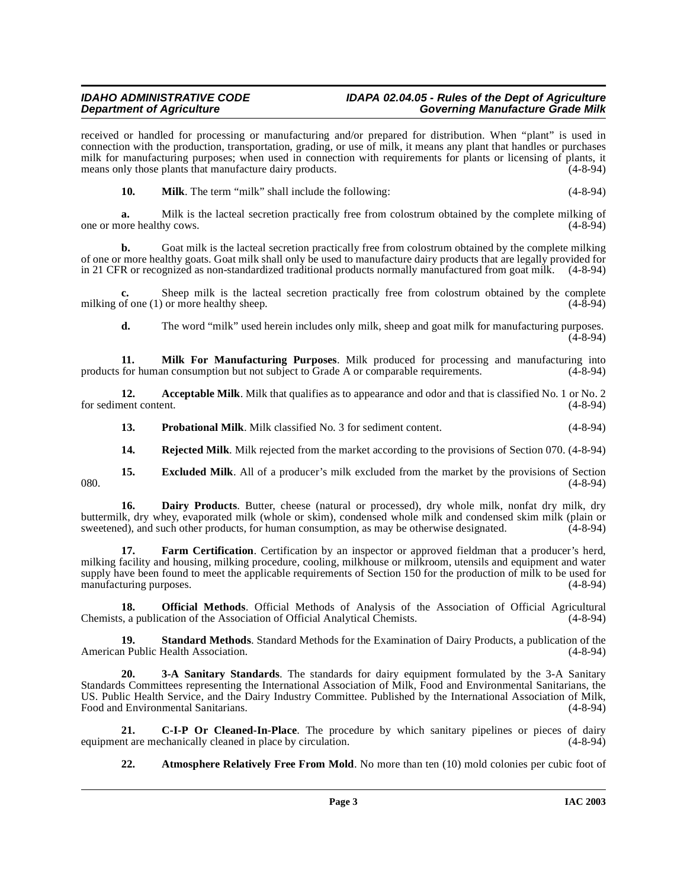received or handled for processing or manufacturing and/or prepared for distribution. When "plant" is used in connection with the production, transportation, grading, or use of milk, it means any plant that handles or purchases milk for manufacturing purposes; when used in connection with requirements for plants or licensing of plants, it means only those plants that manufacture dairy products. (4-8-94)

**10. Milk**. The term "milk" shall include the following: (4-8-94)

**a.** Milk is the lacteal secretion practically free from colostrum obtained by the complete milking of one or more healthy cows. (4-8-94)

**b.** Goat milk is the lacteal secretion practically free from colostrum obtained by the complete milking of one or more healthy goats. Goat milk shall only be used to manufacture dairy products that are legally provided for in 21 CFR or recognized as non-standardized traditional products normally manufactured from goat milk. (4-8-94)

**c.** Sheep milk is the lacteal secretion practically free from colostrum obtained by the complete milking of one (1) or more healthy sheep. (4-8-94)

**d.** The word "milk" used herein includes only milk, sheep and goat milk for manufacturing purposes. (4-8-94)

**11. Milk For Manufacturing Purposes**. Milk produced for processing and manufacturing into products for human consumption but not subject to Grade A or comparable requirements. (4-8-94)

**12. Acceptable Milk**. Milk that qualifies as to appearance and odor and that is classified No. 1 or No. 2 for sediment content. (4-8-94)

**13. Probational Milk**. Milk classified No. 3 for sediment content. (4-8-94)

**14. Rejected Milk**. Milk rejected from the market according to the provisions of Section 070. (4-8-94)

**15. Excluded Milk**. All of a producer's milk excluded from the market by the provisions of Section 080. (4-8-94)

**16. Dairy Products**. Butter, cheese (natural or processed), dry whole milk, nonfat dry milk, dry buttermilk, dry whey, evaporated milk (whole or skim), condensed whole milk and condensed skim milk (plain or sweetened), and such other products, for human consumption, as may be otherwise designated. (4-8-94)

**17. Farm Certification**. Certification by an inspector or approved fieldman that a producer's herd, milking facility and housing, milking procedure, cooling, milkhouse or milkroom, utensils and equipment and water supply have been found to meet the applicable requirements of Section 150 for the production of milk to be used for manufacturing purposes. (4-8-94)

**18. Official Methods**. Official Methods of Analysis of the Association of Official Agricultural Chemists, a publication of the Association of Official Analytical Chemists. (4-8-94)

**19. Standard Methods**. Standard Methods for the Examination of Dairy Products, a publication of the American Public Health Association. (4-8-94)

**20. 3-A Sanitary Standards**. The standards for dairy equipment formulated by the 3-A Sanitary Standards Committees representing the International Association of Milk, Food and Environmental Sanitarians, the US. Public Health Service, and the Dairy Industry Committee. Published by the International Association of Milk, Food and Environmental Sanitarians. (4-8-94)

**21. C-I-P Or Cleaned-In-Place**. The procedure by which sanitary pipelines or pieces of dairy equipment are mechanically cleaned in place by circulation. (4-8-94)

**22. Atmosphere Relatively Free From Mold**. No more than ten (10) mold colonies per cubic foot of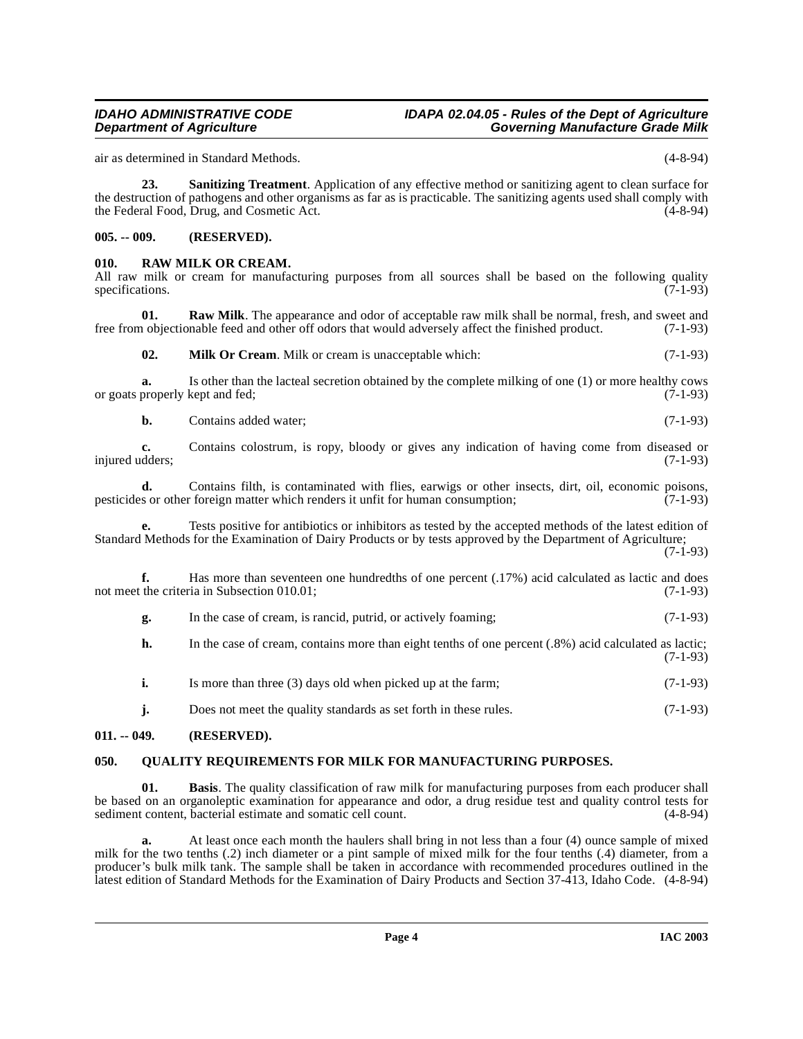air as determined in Standard Methods. (4-8-94)

**23. Sanitizing Treatment**. Application of any effective method or sanitizing agent to clean surface for the destruction of pathogens and other organisms as far as is practicable. The sanitizing agents used shall comply with the Federal Food, Drug, and Cosmetic Act. (4-8-94)

## 005. -- 009. (RESERVED).

## 010. RAW MILK OR CREAM.

All raw milk or cream for manufacturing purposes from all sources shall be based on the following quality specifications. (7-1-93)

**01. Raw Milk**. The appearance and odor of acceptable raw milk shall be normal, fresh, and sweet and free from objectionable feed and other off odors that would adversely affect the finished product. (7-1-93)

**02. Milk Or Cream**. Milk or cream is unacceptable which: (7-1-93)

**a.** Is other than the lacteal secretion obtained by the complete milking of one (1) or more healthy cows or goats properly kept and fed; (7-1-93)

**b.** Contains added water; (7-1-93)

**c.** Contains colostrum, is ropy, bloody or gives any indication of having come from diseased or injured udders; (7-1-93)

**d.** Contains filth, is contaminated with flies, earwigs or other insects, dirt, oil, economic poisons, pesticides or other foreign matter which renders it unfit for human consumption; (7-1-93)

**e.** Tests positive for antibiotics or inhibitors as tested by the accepted methods of the latest edition of Standard Methods for the Examination of Dairy Products or by tests approved by the Department of Agriculture; (7-1-93)

**f.** Has more than seventeen one hundredths of one percent (.17%) acid calculated as lactic and does not meet the criteria in Subsection 010.01; (7-1-93)

**g.** In the case of cream, is rancid, putrid, or actively foaming; (7-1-93)

**h.** In the case of cream, contains more than eight tenths of one percent (.8%) acid calculated as lactic; (7-1-93)

**i.** Is more than three (3) days old when picked up at the farm; (7-1-93)

**j.** Does not meet the quality standards as set forth in these rules. (7-1-93)

## 011. -- 049. (RESERVED).

## 050. QUALITY REQUIREMENTS FOR MILK FOR MANUFACTURING PURPOSES.

**01. Basis**. The quality classification of raw milk for manufacturing purposes from each producer shall be based on an organoleptic examination for appearance and odor, a drug residue test and quality control tests for sediment content, bacterial estimate and somatic cell count. (4-8-94)

**a.** At least once each month the haulers shall bring in not less than a four (4) ounce sample of mixed milk for the two tenths (.2) inch diameter or a pint sample of mixed milk for the four tenths (.4) diameter, from a producer's bulk milk tank. The sample shall be taken in accordance with recommended procedures outlined in the latest edition of Standard Methods for the Examination of Dairy Products and Section 37-413, Idaho Code. (4-8-94)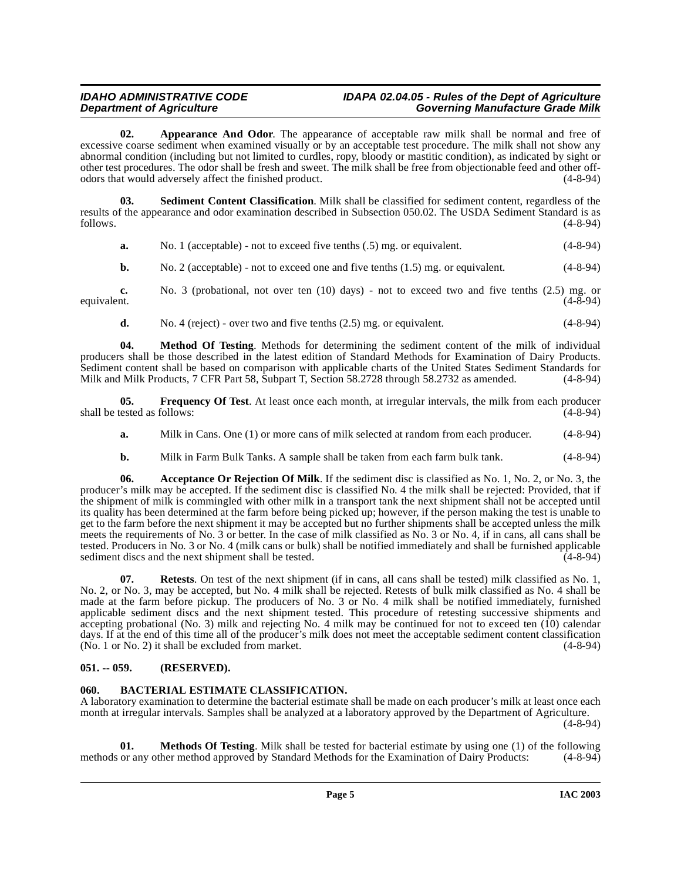**02. Appearance And Odor**. The appearance of acceptable raw milk shall be normal and free of excessive coarse sediment when examined visually or by an acceptable test procedure. The milk shall not show any abnormal condition (including but not limited to curdles, ropy, bloody or mastitic condition), as indicated by sight or other test procedures. The odor shall be fresh and sweet. The milk shall be free from objectionable feed and other off-odors that would adversely affect the finished product. (4-8-94)

**03. Sediment Content Classification**. Milk shall be classified for sediment content, regardless of the results of the appearance and odor examination described in Subsection 050.02. The USDA Sediment Standard is as follows. (4-8-94)

**a.** No. 1 (acceptable) - not to exceed five tenths (.5) mg. or equivalent. (4-8-94)

**b.** No. 2 (acceptable) - not to exceed one and five tenths (1.5) mg. or equivalent. (4-8-94)

**c.** No. 3 (probational, not over ten (10) days) - not to exceed two and five tenths (2.5) mg. or equivalent. (4-8-94)

**d.** No. 4 (reject) - over two and five tenths (2.5) mg. or equivalent. (4-8-94)

**04. Method Of Testing**. Methods for determining the sediment content of the milk of individual producers shall be those described in the latest edition of Standard Methods for Examination of Dairy Products. Sediment content shall be based on comparison with applicable charts of the United States Sediment Standards for Milk and Milk Products, 7 CFR Part 58, Subpart T, Section 58.2728 through 58.2732 as amended. (4-8-94)

**05. Frequency Of Test**. At least once each month, at irregular intervals, the milk from each producer shall be tested as follows: (4-8-94)

**a.** Milk in Cans. One (1) or more cans of milk selected at random from each producer. (4-8-94)

**b.** Milk in Farm Bulk Tanks. A sample shall be taken from each farm bulk tank. (4-8-94)

**06. Acceptance Or Rejection Of Milk**. If the sediment disc is classified as No. 1, No. 2, or No. 3, the producer's milk may be accepted. If the sediment disc is classified No. 4 the milk shall be rejected: Provided, that if the shipment of milk is commingled with other milk in a transport tank the next shipment shall not be accepted until its quality has been determined at the farm before being picked up; however, if the person making the test is unable to get to the farm before the next shipment it may be accepted but no further shipments shall be accepted unless the milk meets the requirements of No. 3 or better. In the case of milk classified as No. 3 or No. 4, if in cans, all cans shall be tested. Producers in No. 3 or No. 4 (milk cans or bulk) shall be notified immediately and shall be furnished applicable sediment discs and the next shipment shall be tested. (4-8-94)

**07. Retests**. On test of the next shipment (if in cans, all cans shall be tested) milk classified as No. 1, No. 2, or No. 3, may be accepted, but No. 4 milk shall be rejected. Retests of bulk milk classified as No. 4 shall be made at the farm before pickup. The producers of No. 3 or No. 4 milk shall be notified immediately, furnished applicable sediment discs and the next shipment tested. This procedure of retesting successive shipments and accepting probational (No. 3) milk and rejecting No. 4 milk may be continued for not to exceed ten (10) calendar days. If at the end of this time all of the producer's milk does not meet the acceptable sediment content classification (No. 1 or No. 2) it shall be excluded from market. (4-8-94)

## 051. -- 059. (RESERVED).

## 060. BACTERIAL ESTIMATE CLASSIFICATION.

A laboratory examination to determine the bacterial estimate shall be made on each producer's milk at least once each month at irregular intervals. Samples shall be analyzed at a laboratory approved by the Department of Agriculture. (4-8-94)

**01. Methods Of Testing**. Milk shall be tested for bacterial estimate by using one (1) of the following methods or any other method approved by Standard Methods for the Examination of Dairy Products: (4-8-94)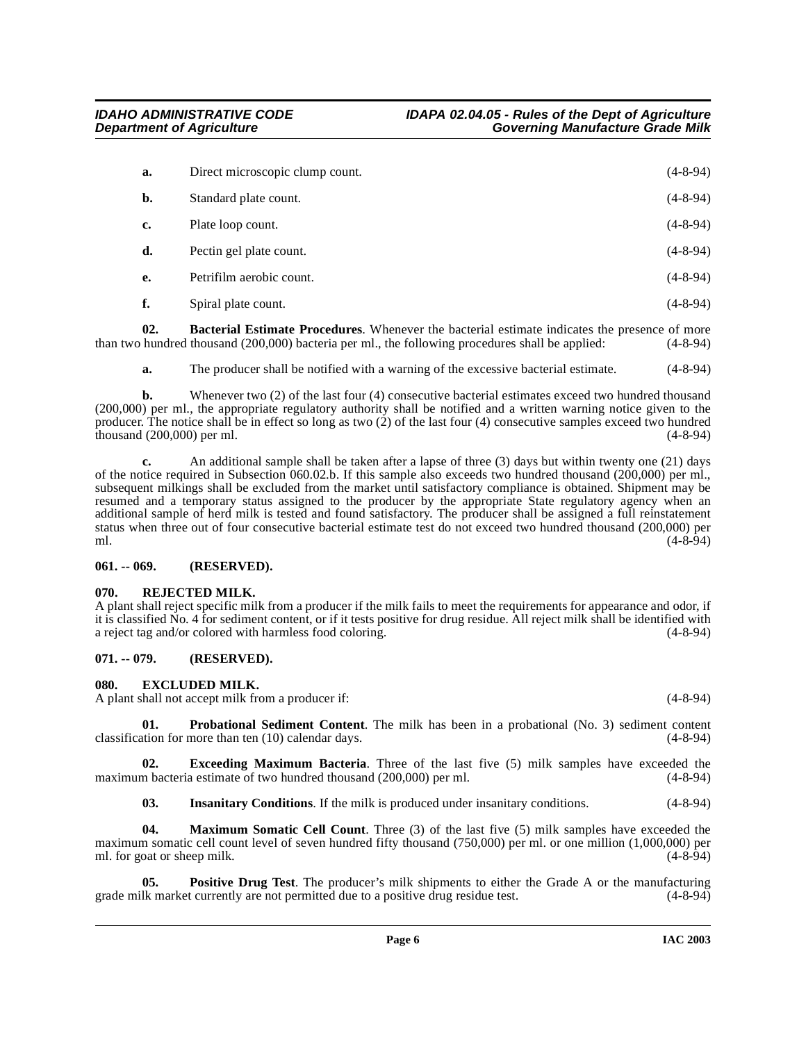**a.** Direct microscopic clump count. (4-8-94)

**b.** Standard plate count. (4-8-94)

**c.** Plate loop count. (4-8-94)

**d.** Pectin gel plate count. (4-8-94)

**e.** Petrifilm aerobic count. (4-8-94)

**f.** Spiral plate count. (4-8-94)

**02. Bacterial Estimate Procedures**. Whenever the bacterial estimate indicates the presence of more than two hundred thousand (200,000) bacteria per ml., the following procedures shall be applied: (4-8-94)

**a.** The producer shall be notified with a warning of the excessive bacterial estimate. (4-8-94)

**b.** Whenever two (2) of the last four (4) consecutive bacterial estimates exceed two hundred thousand (200,000) per ml., the appropriate regulatory authority shall be notified and a written warning notice given to the producer. The notice shall be in effect so long as two (2) of the last four (4) consecutive samples exceed two hundred thousand (200,000) per ml. (4-8-94)

**c.** An additional sample shall be taken after a lapse of three (3) days but within twenty one (21) days of the notice required in Subsection 060.02.b. If this sample also exceeds two hundred thousand (200,000) per ml., subsequent milkings shall be excluded from the market until satisfactory compliance is obtained. Shipment may be resumed and a temporary status assigned to the producer by the appropriate State regulatory agency when an additional sample of herd milk is tested and found satisfactory. The producer shall be assigned a full reinstatement status when three out of four consecutive bacterial estimate test do not exceed two hundred thousand (200,000) per ml. (4-8-94)

## 061. -- 069. (RESERVED).

## 070. REJECTED MILK.

A plant shall reject specific milk from a producer if the milk fails to meet the requirements for appearance and odor, if it is classified No. 4 for sediment content, or if it tests positive for drug residue. All reject milk shall be identified with a reject tag and/or colored with harmless food coloring. (4-8-94)

## 071. -- 079. (RESERVED).

## 080. EXCLUDED MILK.

A plant shall not accept milk from a producer if: (4-8-94)

**01. Probational Sediment Content**. The milk has been in a probational (No. 3) sediment content classification for more than ten (10) calendar days. (4-8-94)

**02. Exceeding Maximum Bacteria**. Three of the last five (5) milk samples have exceeded the maximum bacteria estimate of two hundred thousand (200,000) per ml. (4-8-94)

**03. Insanitary Conditions**. If the milk is produced under insanitary conditions. (4-8-94)

**04. Maximum Somatic Cell Count**. Three (3) of the last five (5) milk samples have exceeded the maximum somatic cell count level of seven hundred fifty thousand (750,000) per ml. or one million (1,000,000) per ml. for goat or sheep milk. (4-8-94)

**05. Positive Drug Test**. The producer's milk shipments to either the Grade A or the manufacturing grade milk market currently are not permitted due to a positive drug residue test. (4-8-94)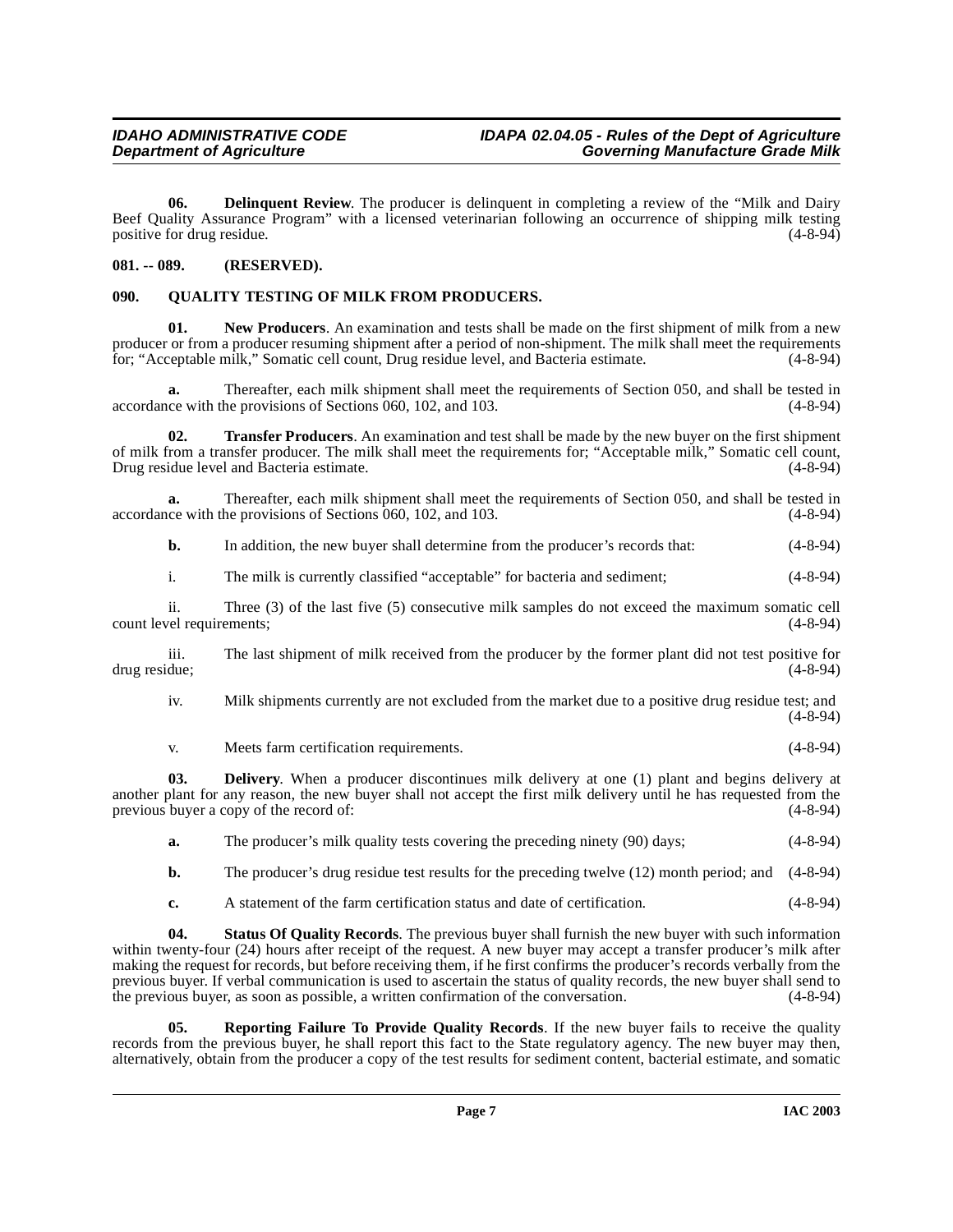**06. Delinquent Review**. The producer is delinquent in completing a review of the "Milk and Dairy Beef Quality Assurance Program" with a licensed veterinarian following an occurrence of shipping milk testing positive for drug residue. (4-8-94)

## 081. -- 089. (RESERVED).

## 090. QUALITY TESTING OF MILK FROM PRODUCERS.

**01. New Producers**. An examination and tests shall be made on the first shipment of milk from a new producer or from a producer resuming shipment after a period of non-shipment. The milk shall meet the requirements for; "Acceptable milk," Somatic cell count, Drug residue level, and Bacteria estimate. (4-8-94)

**a.** Thereafter, each milk shipment shall meet the requirements of Section 050, and shall be tested in accordance with the provisions of Sections 060, 102, and 103. (4-8-94)

**02. Transfer Producers**. An examination and test shall be made by the new buyer on the first shipment of milk from a transfer producer. The milk shall meet the requirements for; "Acceptable milk," Somatic cell count, Drug residue level and Bacteria estimate. (4-8-94)

**a.** Thereafter, each milk shipment shall meet the requirements of Section 050, and shall be tested in accordance with the provisions of Sections 060, 102, and 103. (4-8-94)

**b.** In addition, the new buyer shall determine from the producer's records that: (4-8-94)

i. The milk is currently classified "acceptable" for bacteria and sediment; (4-8-94)

ii. Three (3) of the last five (5) consecutive milk samples do not exceed the maximum somatic cell count level requirements; (4-8-94)

iii. The last shipment of milk received from the producer by the former plant did not test positive for drug residue; (4-8-94)

iv. Milk shipments currently are not excluded from the market due to a positive drug residue test; and (4-8-94)

v. Meets farm certification requirements. (4-8-94)

**03. Delivery**. When a producer discontinues milk delivery at one (1) plant and begins delivery at another plant for any reason, the new buyer shall not accept the first milk delivery until he has requested from the previous buyer a copy of the record of: (4-8-94)

**a.** The producer's milk quality tests covering the preceding ninety (90) days; (4-8-94)

**b.** The producer's drug residue test results for the preceding twelve (12) month period; and (4-8-94)

**c.** A statement of the farm certification status and date of certification. (4-8-94)

**04. Status Of Quality Records**. The previous buyer shall furnish the new buyer with such information within twenty-four (24) hours after receipt of the request. A new buyer may accept a transfer producer's milk after making the request for records, but before receiving them, if he first confirms the producer's records verbally from the previous buyer. If verbal communication is used to ascertain the status of quality records, the new buyer shall send to the previous buyer, as soon as possible, a written confirmation of the conversation. (4-8-94)

**05. Reporting Failure To Provide Quality Records**. If the new buyer fails to receive the quality records from the previous buyer, he shall report this fact to the State regulatory agency. The new buyer may then, alternatively, obtain from the producer a copy of the test results for sediment content, bacterial estimate, and somatic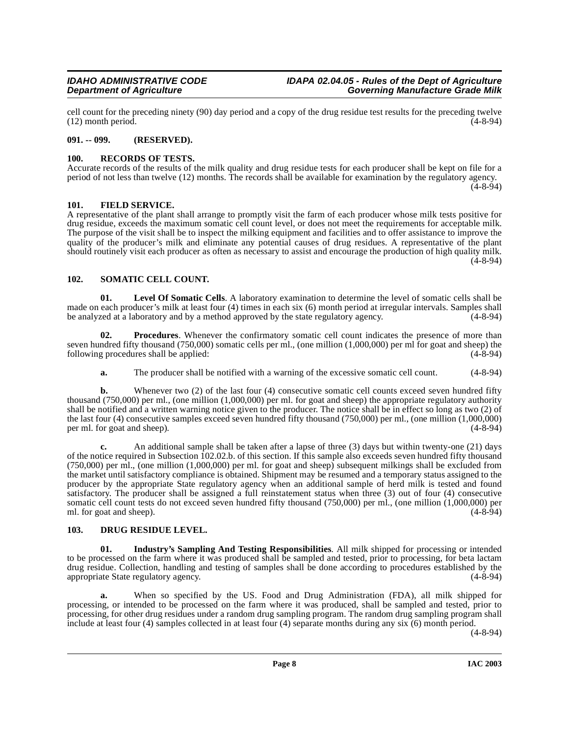cell count for the preceding ninety (90) day period and a copy of the drug residue test results for the preceding twelve (12) month period. (4-8-94)

### 091. -- 099. (RESERVED).

### 100. RECORDS OF TESTS.

Accurate records of the results of the milk quality and drug residue tests for each producer shall be kept on file for a period of not less than twelve (12) months. The records shall be available for examination by the regulatory agency. (4-8-94)

### 101. FIELD SERVICE.

A representative of the plant shall arrange to promptly visit the farm of each producer whose milk tests positive for drug residue, exceeds the maximum somatic cell count level, or does not meet the requirements for acceptable milk. The purpose of the visit shall be to inspect the milking equipment and facilities and to offer assistance to improve the quality of the producer's milk and eliminate any potential causes of drug residues. A representative of the plant should routinely visit each producer as often as necessary to assist and encourage the production of high quality milk. (4-8-94)

### 102. SOMATIC CELL COUNT.

**01. Level Of Somatic Cells**. A laboratory examination to determine the level of somatic cells shall be made on each producer's milk at least four (4) times in each six (6) month period at irregular intervals. Samples shall be analyzed at a laboratory and by a method approved by the state regulatory agency. (4-8-94)

**02. Procedures**. Whenever the confirmatory somatic cell count indicates the presence of more than seven hundred fifty thousand (750,000) somatic cells per ml., (one million (1,000,000) per ml for goat and sheep) the following procedures shall be applied: (4-8-94)

**a.** The producer shall be notified with a warning of the excessive somatic cell count. (4-8-94)

**b.** Whenever two (2) of the last four (4) consecutive somatic cell counts exceed seven hundred fifty thousand (750,000) per ml., (one million (1,000,000) per ml. for goat and sheep) the appropriate regulatory authority shall be notified and a written warning notice given to the producer. The notice shall be in effect so long as two (2) of the last four (4) consecutive samples exceed seven hundred fifty thousand (750,000) per ml., (one million (1,000,000) per ml. for goat and sheep). (4-8-94)

**c.** An additional sample shall be taken after a lapse of three (3) days but within twenty-one (21) days of the notice required in Subsection 102.02.b. of this section. If this sample also exceeds seven hundred fifty thousand (750,000) per ml., (one million (1,000,000) per ml. for goat and sheep) subsequent milkings shall be excluded from the market until satisfactory compliance is obtained. Shipment may be resumed and a temporary status assigned to the producer by the appropriate State regulatory agency when an additional sample of herd milk is tested and found satisfactory. The producer shall be assigned a full reinstatement status when three (3) out of four (4) consecutive somatic cell count tests do not exceed seven hundred fifty thousand (750,000) per ml., (one million (1,000,000) per ml. for goat and sheep). (4-8-94)

### 103. DRUG RESIDUE LEVEL.

**01. Industry's Sampling And Testing Responsibilities**. All milk shipped for processing or intended to be processed on the farm where it was produced shall be sampled and tested, prior to processing, for beta lactam drug residue. Collection, handling and testing of samples shall be done according to procedures established by the appropriate State regulatory agency. (4-8-94)

**a.** When so specified by the US. Food and Drug Administration (FDA), all milk shipped for processing, or intended to be processed on the farm where it was produced, shall be sampled and tested, prior to processing, for other drug residues under a random drug sampling program. The random drug sampling program shall include at least four (4) samples collected in at least four (4) separate months during any six (6) month period. (4-8-94)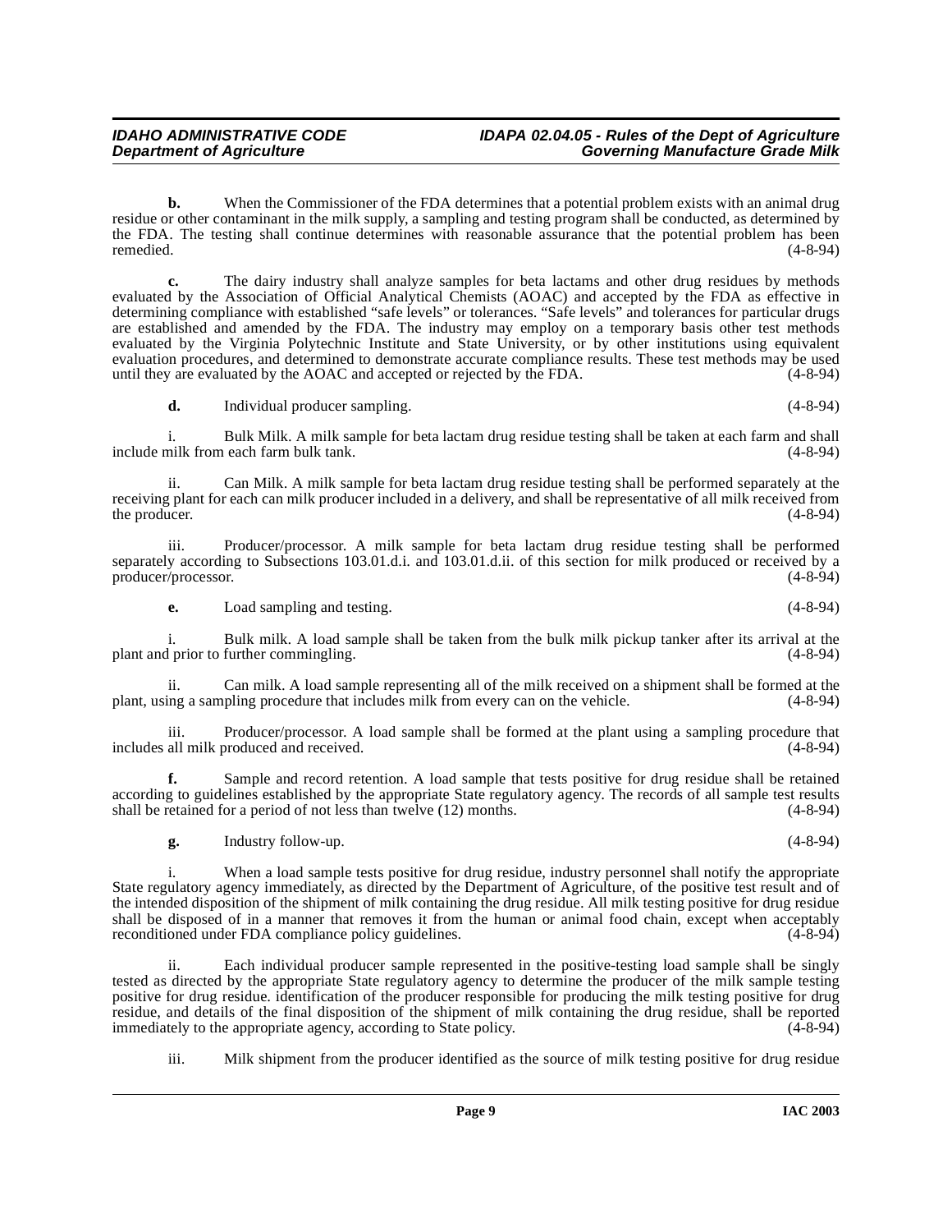**b.** When the Commissioner of the FDA determines that a potential problem exists with an animal drug residue or other contaminant in the milk supply, a sampling and testing program shall be conducted, as determined by the FDA. The testing shall continue determines with reasonable assurance that the potential problem has been remedied. (4-8-94)

**c.** The dairy industry shall analyze samples for beta lactams and other drug residues by methods evaluated by the Association of Official Analytical Chemists (AOAC) and accepted by the FDA as effective in determining compliance with established "safe levels" or tolerances. "Safe levels" and tolerances for particular drugs are established and amended by the FDA. The industry may employ on a temporary basis other test methods evaluated by the Virginia Polytechnic Institute and State University, or by other institutions using equivalent evaluation procedures, and determined to demonstrate accurate compliance results. These test methods may be used until they are evaluated by the AOAC and accepted or rejected by the FDA. (4-8-94)

**d.** Individual producer sampling. (4-8-94)

i. Bulk Milk. A milk sample for beta lactam drug residue testing shall be taken at each farm and shall include milk from each farm bulk tank. (4-8-94)

ii. Can Milk. A milk sample for beta lactam drug residue testing shall be performed separately at the receiving plant for each can milk producer included in a delivery, and shall be representative of all milk received from the producer. (4-8-94)

iii. Producer/processor. A milk sample for beta lactam drug residue testing shall be performed separately according to Subsections 103.01.d.i. and 103.01.d.ii. of this section for milk produced or received by a producer/processor. (4-8-94)

**e.** Load sampling and testing. (4-8-94)

i. Bulk milk. A load sample shall be taken from the bulk milk pickup tanker after its arrival at the plant and prior to further commingling. (4-8-94)

ii. Can milk. A load sample representing all of the milk received on a shipment shall be formed at the plant, using a sampling procedure that includes milk from every can on the vehicle. (4-8-94)

iii. Producer/processor. A load sample shall be formed at the plant using a sampling procedure that includes all milk produced and received. (4-8-94)

**f.** Sample and record retention. A load sample that tests positive for drug residue shall be retained according to guidelines established by the appropriate State regulatory agency. The records of all sample test results shall be retained for a period of not less than twelve (12) months. (4-8-94)

**g.** Industry follow-up. (4-8-94)

i. When a load sample tests positive for drug residue, industry personnel shall notify the appropriate State regulatory agency immediately, as directed by the Department of Agriculture, of the positive test result and of the intended disposition of the shipment of milk containing the drug residue. All milk testing positive for drug residue shall be disposed of in a manner that removes it from the human or animal food chain, except when acceptably reconditioned under FDA compliance policy guidelines. (4-8-94)

ii. Each individual producer sample represented in the positive-testing load sample shall be singly tested as directed by the appropriate State regulatory agency to determine the producer of the milk sample testing positive for drug residue. identification of the producer responsible for producing the milk testing positive for drug residue, and details of the final disposition of the shipment of milk containing the drug residue, shall be reported immediately to the appropriate agency, according to State policy. (4-8-94)

iii. Milk shipment from the producer identified as the source of milk testing positive for drug residue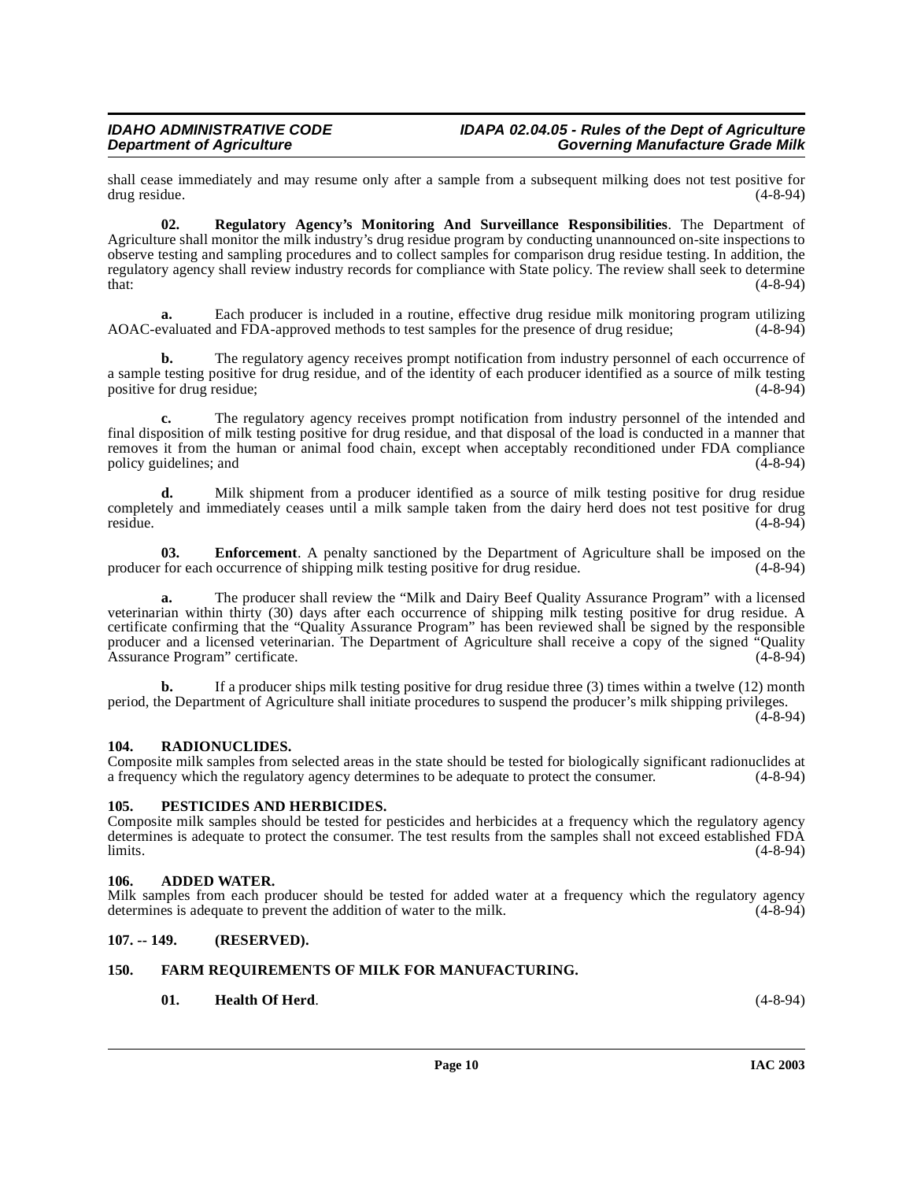shall cease immediately and may resume only after a sample from a subsequent milking does not test positive for drug residue. (4-8-94)

**02. Regulatory Agency's Monitoring And Surveillance Responsibilities**. The Department of Agriculture shall monitor the milk industry's drug residue program by conducting unannounced on-site inspections to observe testing and sampling procedures and to collect samples for comparison drug residue testing. In addition, the regulatory agency shall review industry records for compliance with State policy. The review shall seek to determine that: (4-8-94)

**a.** Each producer is included in a routine, effective drug residue milk monitoring program utilizing AOAC-evaluated and FDA-approved methods to test samples for the presence of drug residue; (4-8-94)

**b.** The regulatory agency receives prompt notification from industry personnel of each occurrence of a sample testing positive for drug residue, and of the identity of each producer identified as a source of milk testing positive for drug residue; (4-8-94)

**c.** The regulatory agency receives prompt notification from industry personnel of the intended and final disposition of milk testing positive for drug residue, and that disposal of the load is conducted in a manner that removes it from the human or animal food chain, except when acceptably reconditioned under FDA compliance policy guidelines; and (4-8-94)

**d.** Milk shipment from a producer identified as a source of milk testing positive for drug residue completely and immediately ceases until a milk sample taken from the dairy herd does not test positive for drug residue. (4-8-94)

**03. Enforcement**. A penalty sanctioned by the Department of Agriculture shall be imposed on the producer for each occurrence of shipping milk testing positive for drug residue. (4-8-94)

**a.** The producer shall review the "Milk and Dairy Beef Quality Assurance Program" with a licensed veterinarian within thirty (30) days after each occurrence of shipping milk testing positive for drug residue. A certificate confirming that the "Quality Assurance Program" has been reviewed shall be signed by the responsible producer and a licensed veterinarian. The Department of Agriculture shall receive a copy of the signed "Quality Assurance Program" certificate. (4-8-94)

**b.** If a producer ships milk testing positive for drug residue three (3) times within a twelve (12) month period, the Department of Agriculture shall initiate procedures to suspend the producer's milk shipping privileges. (4-8-94)

## 104. RADIONUCLIDES.

Composite milk samples from selected areas in the state should be tested for biologically significant radionuclides at a frequency which the regulatory agency determines to be adequate to protect the consumer. (4-8-94)

## 105. PESTICIDES AND HERBICIDES.

Composite milk samples should be tested for pesticides and herbicides at a frequency which the regulatory agency determines is adequate to protect the consumer. The test results from the samples shall not exceed established FDA limits. (4-8-94)

## 106. ADDED WATER.

Milk samples from each producer should be tested for added water at a frequency which the regulatory agency determines is adequate to prevent the addition of water to the milk. (4-8-94)

## 107. -- 149. (RESERVED).

## 150. FARM REQUIREMENTS OF MILK FOR MANUFACTURING.

**01. Health Of Herd**. (4-8-94)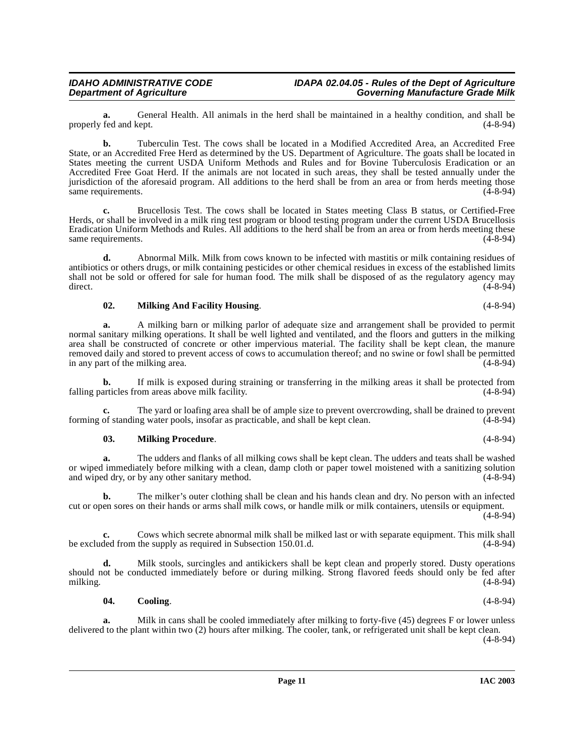**a.** General Health. All animals in the herd shall be maintained in a healthy condition, and shall be properly fed and kept. (4-8-94)

**b.** Tuberculin Test. The cows shall be located in a Modified Accredited Area, an Accredited Free State, or an Accredited Free Herd as determined by the US. Department of Agriculture. The goats shall be located in States meeting the current USDA Uniform Methods and Rules and for Bovine Tuberculosis Eradication or an Accredited Free Goat Herd. If the animals are not located in such areas, they shall be tested annually under the jurisdiction of the aforesaid program. All additions to the herd shall be from an area or from herds meeting those same requirements. (4-8-94)

**c.** Brucellosis Test. The cows shall be located in States meeting Class B status, or Certified-Free Herds, or shall be involved in a milk ring test program or blood testing program under the current USDA Brucellosis Eradication Uniform Methods and Rules. All additions to the herd shall be from an area or from herds meeting these same requirements. (4-8-94)

**d.** Abnormal Milk. Milk from cows known to be infected with mastitis or milk containing residues of antibiotics or others drugs, or milk containing pesticides or other chemical residues in excess of the established limits shall not be sold or offered for sale for human food. The milk shall be disposed of as the regulatory agency may direct. (4-8-94)

**02. Milking And Facility Housing**. (4-8-94)

**a.** A milking barn or milking parlor of adequate size and arrangement shall be provided to permit normal sanitary milking operations. It shall be well lighted and ventilated, and the floors and gutters in the milking area shall be constructed of concrete or other impervious material. The facility shall be kept clean, the manure removed daily and stored to prevent access of cows to accumulation thereof; and no swine or fowl shall be permitted in any part of the milking area. (4-8-94)

**b.** If milk is exposed during straining or transferring in the milking areas it shall be protected from falling particles from areas above milk facility. (4-8-94)

**c.** The yard or loafing area shall be of ample size to prevent overcrowding, shall be drained to prevent forming of standing water pools, insofar as practicable, and shall be kept clean. (4-8-94)

**03. Milking Procedure**. (4-8-94)

**a.** The udders and flanks of all milking cows shall be kept clean. The udders and teats shall be washed or wiped immediately before milking with a clean, damp cloth or paper towel moistened with a sanitizing solution and wiped dry, or by any other sanitary method. (4-8-94)

**b.** The milker's outer clothing shall be clean and his hands clean and dry. No person with an infected cut or open sores on their hands or arms shall milk cows, or handle milk or milk containers, utensils or equipment. (4-8-94)

**c.** Cows which secrete abnormal milk shall be milked last or with separate equipment. This milk shall be excluded from the supply as required in Subsection 150.01.d. (4-8-94)

**d.** Milk stools, surcingles and antikickers shall be kept clean and properly stored. Dusty operations should not be conducted immediately before or during milking. Strong flavored feeds should only be fed after milking. (4-8-94)

**04. Cooling**. (4-8-94)

**a.** Milk in cans shall be cooled immediately after milking to forty-five (45) degrees F or lower unless delivered to the plant within two (2) hours after milking. The cooler, tank, or refrigerated unit shall be kept clean. (4-8-94)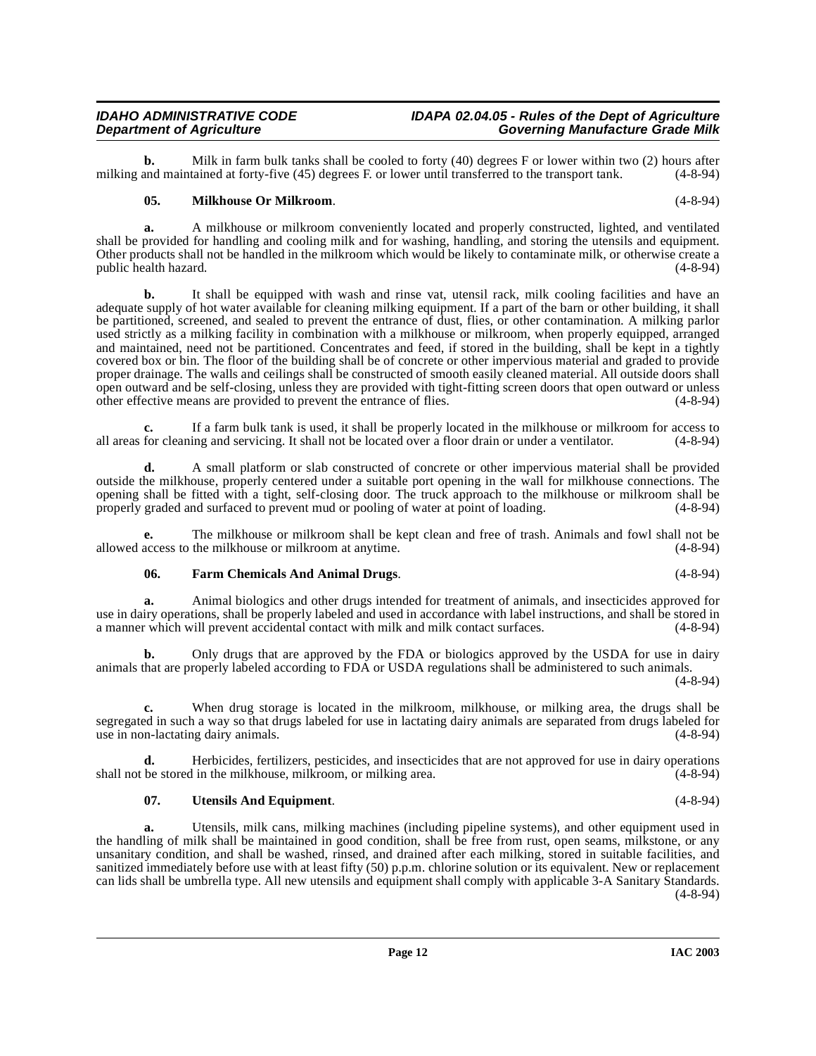**b.** Milk in farm bulk tanks shall be cooled to forty (40) degrees F or lower within two (2) hours after milking and maintained at forty-five (45) degrees F. or lower until transferred to the transport tank. (4-8-94)

**05. Milkhouse Or Milkroom**. (4-8-94)

**a.** A milkhouse or milkroom conveniently located and properly constructed, lighted, and ventilated shall be provided for handling and cooling milk and for washing, handling, and storing the utensils and equipment. Other products shall not be handled in the milkroom which would be likely to contaminate milk, or otherwise create a public health hazard. (4-8-94)

**b.** It shall be equipped with wash and rinse vat, utensil rack, milk cooling facilities and have an adequate supply of hot water available for cleaning milking equipment. If a part of the barn or other building, it shall be partitioned, screened, and sealed to prevent the entrance of dust, flies, or other contamination. A milking parlor used strictly as a milking facility in combination with a milkhouse or milkroom, when properly equipped, arranged and maintained, need not be partitioned. Concentrates and feed, if stored in the building, shall be kept in a tightly covered box or bin. The floor of the building shall be of concrete or other impervious material and graded to provide proper drainage. The walls and ceilings shall be constructed of smooth easily cleaned material. All outside doors shall open outward and be self-closing, unless they are provided with tight-fitting screen doors that open outward or unless other effective means are provided to prevent the entrance of flies. (4-8-94)

**c.** If a farm bulk tank is used, it shall be properly located in the milkhouse or milkroom for access to all areas for cleaning and servicing. It shall not be located over a floor drain or under a ventilator. (4-8-94)

**d.** A small platform or slab constructed of concrete or other impervious material shall be provided outside the milkhouse, properly centered under a suitable port opening in the wall for milkhouse connections. The opening shall be fitted with a tight, self-closing door. The truck approach to the milkhouse or milkroom shall be properly graded and surfaced to prevent mud or pooling of water at point of loading. (4-8-94)

**e.** The milkhouse or milkroom shall be kept clean and free of trash. Animals and fowl shall not be allowed access to the milkhouse or milkroom at anytime. (4-8-94)

**06. Farm Chemicals And Animal Drugs**. (4-8-94)

**a.** Animal biologics and other drugs intended for treatment of animals, and insecticides approved for use in dairy operations, shall be properly labeled and used in accordance with label instructions, and shall be stored in a manner which will prevent accidental contact with milk and milk contact surfaces. (4-8-94)

**b.** Only drugs that are approved by the FDA or biologics approved by the USDA for use in dairy animals that are properly labeled according to FDA or USDA regulations shall be administered to such animals. (4-8-94)

**c.** When drug storage is located in the milkroom, milkhouse, or milking area, the drugs shall be segregated in such a way so that drugs labeled for use in lactating dairy animals are separated from drugs labeled for use in non-lactating dairy animals. (4-8-94)

**d.** Herbicides, fertilizers, pesticides, and insecticides that are not approved for use in dairy operations shall not be stored in the milkhouse, milkroom, or milking area. (4-8-94)

**07. Utensils And Equipment**. (4-8-94)

**a.** Utensils, milk cans, milking machines (including pipeline systems), and other equipment used in the handling of milk shall be maintained in good condition, shall be free from rust, open seams, milkstone, or any unsanitary condition, and shall be washed, rinsed, and drained after each milking, stored in suitable facilities, and sanitized immediately before use with at least fifty (50) p.p.m. chlorine solution or its equivalent. New or replacement can lids shall be umbrella type. All new utensils and equipment shall comply with applicable 3-A Sanitary Standards. (4-8-94)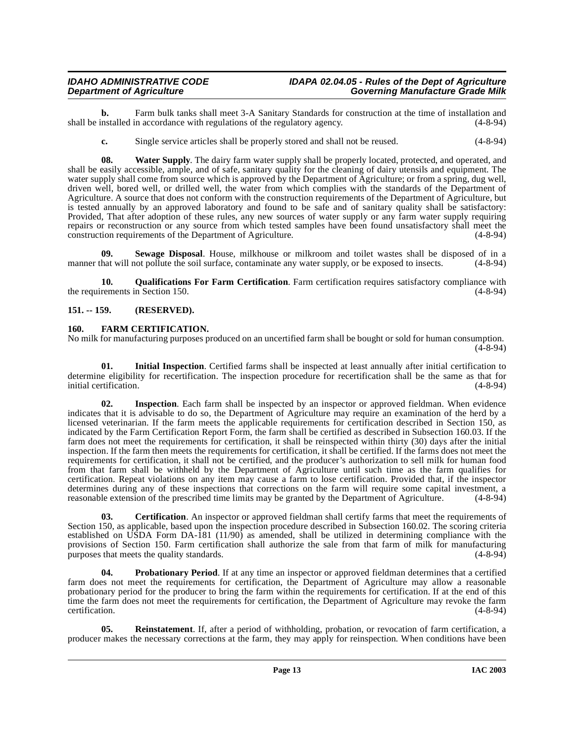**b.** Farm bulk tanks shall meet 3-A Sanitary Standards for construction at the time of installation and shall be installed in accordance with regulations of the regulatory agency. (4-8-94)

**c.** Single service articles shall be properly stored and shall not be reused. (4-8-94)

**08. Water Supply**. The dairy farm water supply shall be properly located, protected, and operated, and shall be easily accessible, ample, and of safe, sanitary quality for the cleaning of dairy utensils and equipment. The water supply shall come from source which is approved by the Department of Agriculture; or from a spring, dug well, driven well, bored well, or drilled well, the water from which complies with the standards of the Department of Agriculture. A source that does not conform with the construction requirements of the Department of Agriculture, but is tested annually by an approved laboratory and found to be safe and of sanitary quality shall be satisfactory: Provided, That after adoption of these rules, any new sources of water supply or any farm water supply requiring repairs or reconstruction or any source from which tested samples have been found unsatisfactory shall meet the construction requirements of the Department of Agriculture. (4-8-94)

**09. Sewage Disposal**. House, milkhouse or milkroom and toilet wastes shall be disposed of in a manner that will not pollute the soil surface, contaminate any water supply, or be exposed to insects. (4-8-94)

**10. Qualifications For Farm Certification**. Farm certification requires satisfactory compliance with the requirements in Section 150. (4-8-94)

## 151. -- 159. (RESERVED).

## 160. FARM CERTIFICATION.

No milk for manufacturing purposes produced on an uncertified farm shall be bought or sold for human consumption. (4-8-94)

**01. Initial Inspection**. Certified farms shall be inspected at least annually after initial certification to determine eligibility for recertification. The inspection procedure for recertification shall be the same as that for initial certification. (4-8-94)

**02. Inspection**. Each farm shall be inspected by an inspector or approved fieldman. When evidence indicates that it is advisable to do so, the Department of Agriculture may require an examination of the herd by a licensed veterinarian. If the farm meets the applicable requirements for certification described in Section 150, as indicated by the Farm Certification Report Form, the farm shall be certified as described in Subsection 160.03. If the farm does not meet the requirements for certification, it shall be reinspected within thirty (30) days after the initial inspection. If the farm then meets the requirements for certification, it shall be certified. If the farms does not meet the requirements for certification, it shall not be certified, and the producer's authorization to sell milk for human food from that farm shall be withheld by the Department of Agriculture until such time as the farm qualifies for certification. Repeat violations on any item may cause a farm to lose certification. Provided that, if the inspector determines during any of these inspections that corrections on the farm will require some capital investment, a reasonable extension of the prescribed time limits may be granted by the Department of Agriculture. (4-8-94)

**03. Certification**. An inspector or approved fieldman shall certify farms that meet the requirements of Section 150, as applicable, based upon the inspection procedure described in Subsection 160.02. The scoring criteria established on USDA Form DA-181 (11/90) as amended, shall be utilized in determining compliance with the provisions of Section 150. Farm certification shall authorize the sale from that farm of milk for manufacturing purposes that meets the quality standards. (4-8-94)

**04. Probationary Period**. If at any time an inspector or approved fieldman determines that a certified farm does not meet the requirements for certification, the Department of Agriculture may allow a reasonable probationary period for the producer to bring the farm within the requirements for certification. If at the end of this time the farm does not meet the requirements for certification, the Department of Agriculture may revoke the farm certification. (4-8-94)

**05. Reinstatement**. If, after a period of withholding, probation, or revocation of farm certification, a producer makes the necessary corrections at the farm, they may apply for reinspection. When conditions have been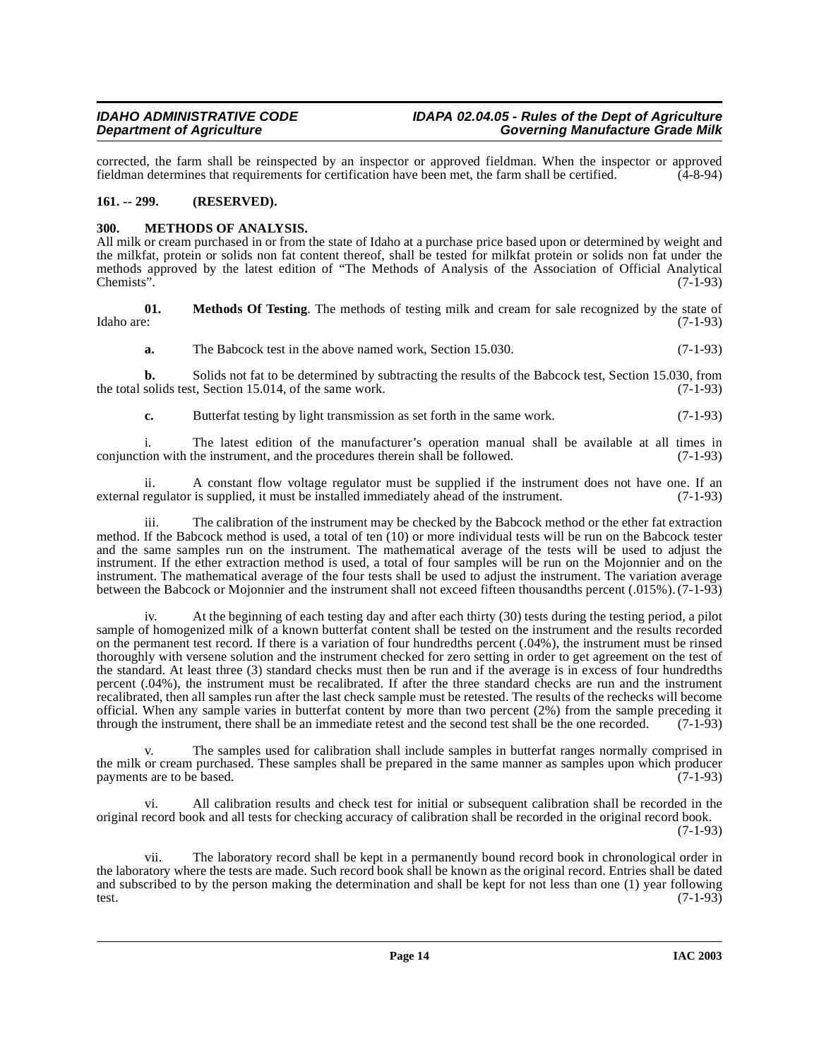corrected, the farm shall be reinspected by an inspector or approved fieldman. When the inspector or approved fieldman determines that requirements for certification have been met, the farm shall be certified. (4-8-94)

## 161. -- 299. (RESERVED).

## 300. METHODS OF ANALYSIS.

All milk or cream purchased in or from the state of Idaho at a purchase price based upon or determined by weight and the milkfat, protein or solids non fat content thereof, shall be tested for milkfat protein or solids non fat under the methods approved by the latest edition of "The Methods of Analysis of the Association of Official Analytical Chemists". (7-1-93)

**01. Methods Of Testing**. The methods of testing milk and cream for sale recognized by the state of Idaho are: (7-1-93)

**a.** The Babcock test in the above named work, Section 15.030. (7-1-93)

**b.** Solids not fat to be determined by subtracting the results of the Babcock test, Section 15.030, from the total solids test, Section 15.014, of the same work. (7-1-93)

**c.** Butterfat testing by light transmission as set forth in the same work. (7-1-93)

i. The latest edition of the manufacturer's operation manual shall be available at all times in conjunction with the instrument, and the procedures therein shall be followed. (7-1-93)

ii. A constant flow voltage regulator must be supplied if the instrument does not have one. If an external regulator is supplied, it must be installed immediately ahead of the instrument. (7-1-93)

iii. The calibration of the instrument may be checked by the Babcock method or the ether fat extraction method. If the Babcock method is used, a total of ten (10) or more individual tests will be run on the Babcock tester and the same samples run on the instrument. The mathematical average of the tests will be used to adjust the instrument. If the ether extraction method is used, a total of four samples will be run on the Mojonnier and on the instrument. The mathematical average of the four tests shall be used to adjust the instrument. The variation average between the Babcock or Mojonnier and the instrument shall not exceed fifteen thousandths percent (.015%). (7-1-93)

iv. At the beginning of each testing day and after each thirty (30) tests during the testing period, a pilot sample of homogenized milk of a known butterfat content shall be tested on the instrument and the results recorded on the permanent test record. If there is a variation of four hundredths percent (.04%), the instrument must be rinsed thoroughly with versene solution and the instrument checked for zero setting in order to get agreement on the test of the standard. At least three (3) standard checks must then be run and if the average is in excess of four hundredths percent (.04%), the instrument must be recalibrated. If after the three standard checks are run and the instrument recalibrated, then all samples run after the last check sample must be retested. The results of the rechecks will become official. When any sample varies in butterfat content by more than two percent (2%) from the sample preceding it through the instrument, there shall be an immediate retest and the second test shall be the one recorded. (7-1-93)

v. The samples used for calibration shall include samples in butterfat ranges normally comprised in the milk or cream purchased. These samples shall be prepared in the same manner as samples upon which producer payments are to be based. (7-1-93)

vi. All calibration results and check test for initial or subsequent calibration shall be recorded in the original record book and all tests for checking accuracy of calibration shall be recorded in the original record book. (7-1-93)

vii. The laboratory record shall be kept in a permanently bound record book in chronological order in the laboratory where the tests are made. Such record book shall be known as the original record. Entries shall be dated and subscribed to by the person making the determination and shall be kept for not less than one (1) year following test. (7-1-93)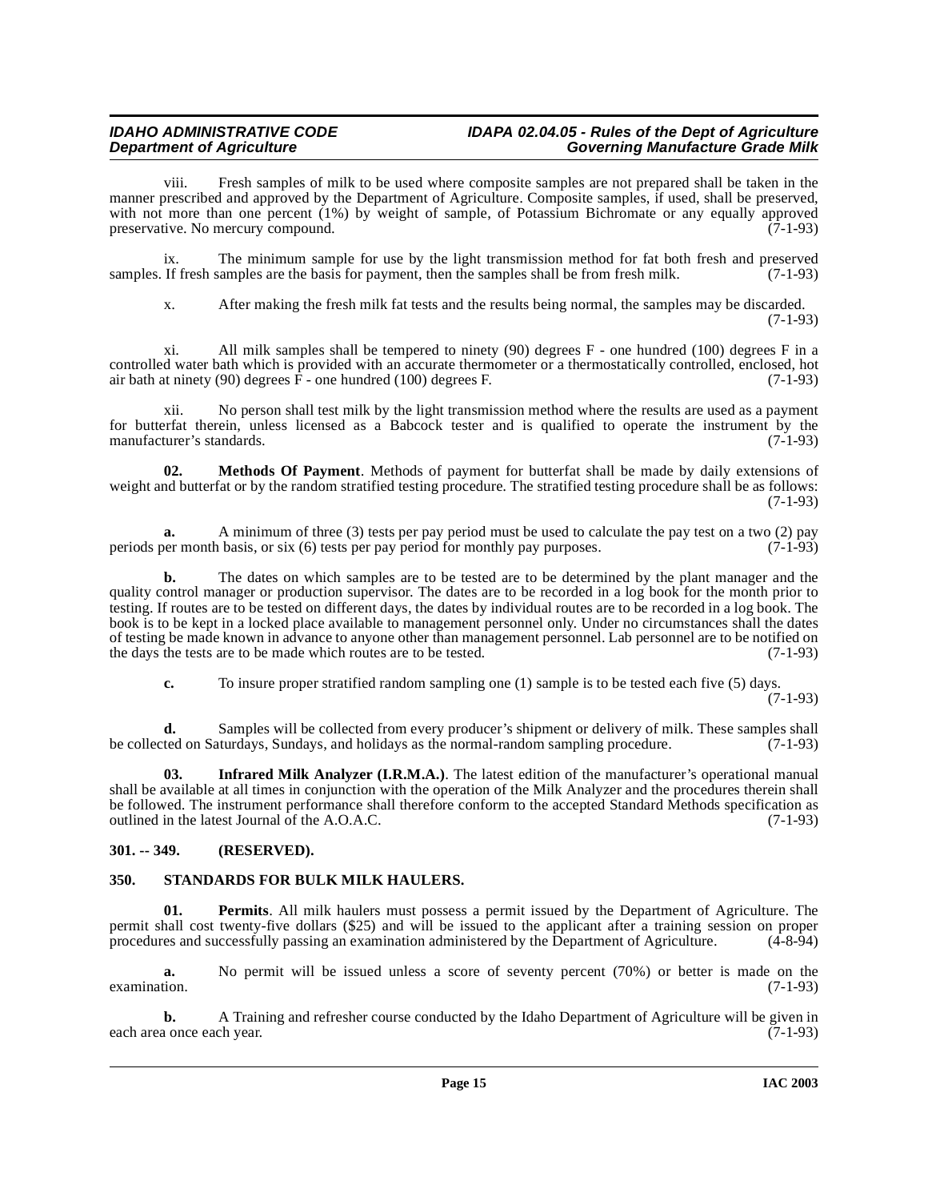viii. Fresh samples of milk to be used where composite samples are not prepared shall be taken in the manner prescribed and approved by the Department of Agriculture. Composite samples, if used, shall be preserved, with not more than one percent (1%) by weight of sample, of Potassium Bichromate or any equally approved preservative. No mercury compound. (7-1-93)

ix. The minimum sample for use by the light transmission method for fat both fresh and preserved samples. If fresh samples are the basis for payment, then the samples shall be from fresh milk. (7-1-93)

x. After making the fresh milk fat tests and the results being normal, the samples may be discarded. (7-1-93)

xi. All milk samples shall be tempered to ninety (90) degrees F - one hundred (100) degrees F in a controlled water bath which is provided with an accurate thermometer or a thermostatically controlled, enclosed, hot air bath at ninety (90) degrees F - one hundred (100) degrees F. (7-1-93)

xii. No person shall test milk by the light transmission method where the results are used as a payment for butterfat therein, unless licensed as a Babcock tester and is qualified to operate the instrument by the manufacturer's standards. (7-1-93)

**02. Methods Of Payment**. Methods of payment for butterfat shall be made by daily extensions of weight and butterfat or by the random stratified testing procedure. The stratified testing procedure shall be as follows: (7-1-93)

**a.** A minimum of three (3) tests per pay period must be used to calculate the pay test on a two (2) pay periods per month basis, or six (6) tests per pay period for monthly pay purposes. (7-1-93)

**b.** The dates on which samples are to be tested are to be determined by the plant manager and the quality control manager or production supervisor. The dates are to be recorded in a log book for the month prior to testing. If routes are to be tested on different days, the dates by individual routes are to be recorded in a log book. The book is to be kept in a locked place available to management personnel only. Under no circumstances shall the dates of testing be made known in advance to anyone other than management personnel. Lab personnel are to be notified on the days the tests are to be made which routes are to be tested. (7-1-93)

**c.** To insure proper stratified random sampling one (1) sample is to be tested each five (5) days. (7-1-93)

**d.** Samples will be collected from every producer's shipment or delivery of milk. These samples shall be collected on Saturdays, Sundays, and holidays as the normal-random sampling procedure. (7-1-93)

**03. Infrared Milk Analyzer (I.R.M.A.)**. The latest edition of the manufacturer's operational manual shall be available at all times in conjunction with the operation of the Milk Analyzer and the procedures therein shall be followed. The instrument performance shall therefore conform to the accepted Standard Methods specification as outlined in the latest Journal of the A.O.A.C. (7-1-93)

## 301. -- 349. (RESERVED).

## 350. STANDARDS FOR BULK MILK HAULERS.

**01. Permits**. All milk haulers must possess a permit issued by the Department of Agriculture. The permit shall cost twenty-five dollars ($25) and will be issued to the applicant after a training session on proper procedures and successfully passing an examination administered by the Department of Agriculture. (4-8-94)

**a.** No permit will be issued unless a score of seventy percent (70%) or better is made on the examination. (7-1-93)

**b.** A Training and refresher course conducted by the Idaho Department of Agriculture will be given in each area once each year. (7-1-93)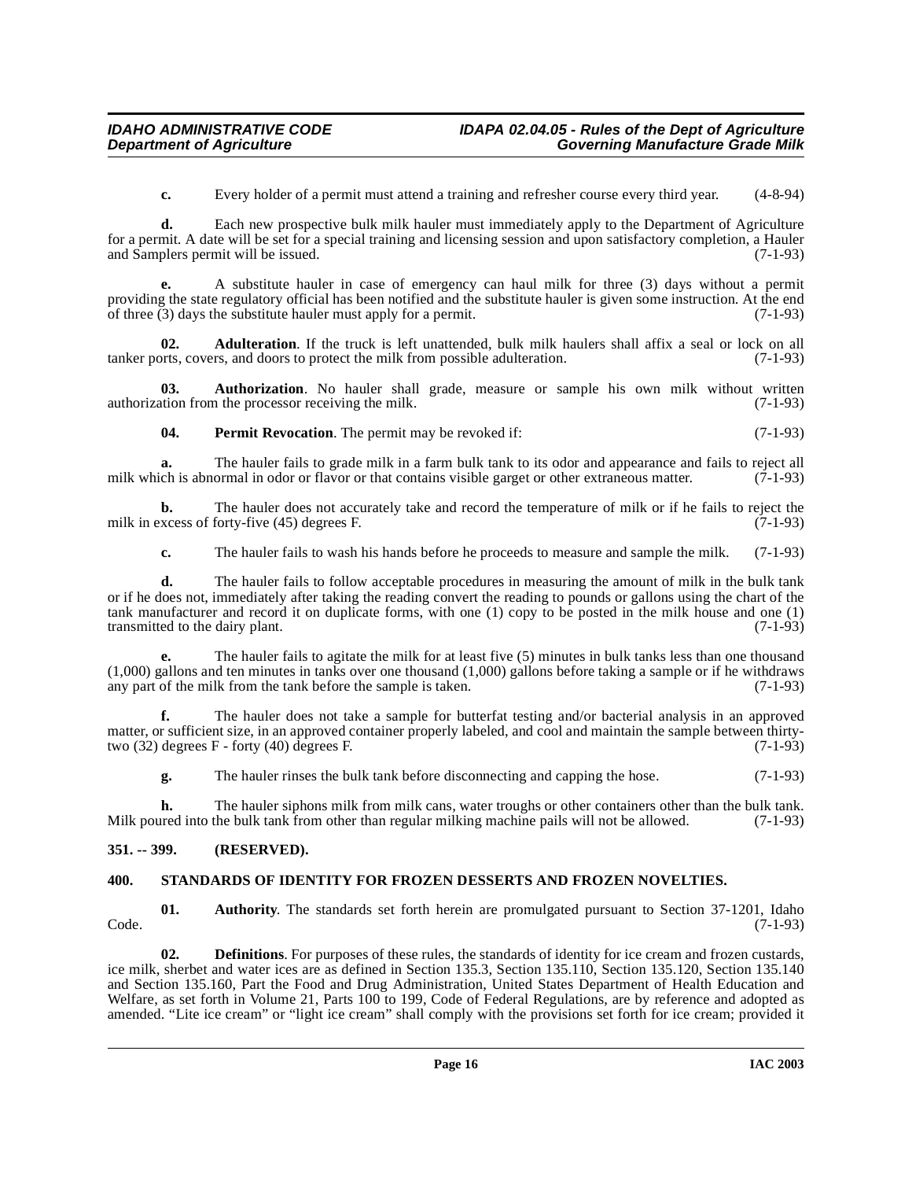**c.** Every holder of a permit must attend a training and refresher course every third year. (4-8-94)

**d.** Each new prospective bulk milk hauler must immediately apply to the Department of Agriculture for a permit. A date will be set for a special training and licensing session and upon satisfactory completion, a Hauler and Samplers permit will be issued. (7-1-93)

**e.** A substitute hauler in case of emergency can haul milk for three (3) days without a permit providing the state regulatory official has been notified and the substitute hauler is given some instruction. At the end of three (3) days the substitute hauler must apply for a permit. (7-1-93)

**02. Adulteration**. If the truck is left unattended, bulk milk haulers shall affix a seal or lock on all tanker ports, covers, and doors to protect the milk from possible adulteration. (7-1-93)

**03. Authorization**. No hauler shall grade, measure or sample his own milk without written authorization from the processor receiving the milk. (7-1-93)

**04. Permit Revocation**. The permit may be revoked if: (7-1-93)

**a.** The hauler fails to grade milk in a farm bulk tank to its odor and appearance and fails to reject all milk which is abnormal in odor or flavor or that contains visible garget or other extraneous matter. (7-1-93)

**b.** The hauler does not accurately take and record the temperature of milk or if he fails to reject the milk in excess of forty-five (45) degrees F. (7-1-93)

**c.** The hauler fails to wash his hands before he proceeds to measure and sample the milk. (7-1-93)

**d.** The hauler fails to follow acceptable procedures in measuring the amount of milk in the bulk tank or if he does not, immediately after taking the reading convert the reading to pounds or gallons using the chart of the tank manufacturer and record it on duplicate forms, with one (1) copy to be posted in the milk house and one (1) transmitted to the dairy plant. (7-1-93)

**e.** The hauler fails to agitate the milk for at least five (5) minutes in bulk tanks less than one thousand (1,000) gallons and ten minutes in tanks over one thousand (1,000) gallons before taking a sample or if he withdraws any part of the milk from the tank before the sample is taken. (7-1-93)

**f.** The hauler does not take a sample for butterfat testing and/or bacterial analysis in an approved matter, or sufficient size, in an approved container properly labeled, and cool and maintain the sample between thirty-two (32) degrees F - forty (40) degrees F. (7-1-93)

**g.** The hauler rinses the bulk tank before disconnecting and capping the hose. (7-1-93)

**h.** The hauler siphons milk from milk cans, water troughs or other containers other than the bulk tank. Milk poured into the bulk tank from other than regular milking machine pails will not be allowed. (7-1-93)

## 351. -- 399. (RESERVED).

## 400. STANDARDS OF IDENTITY FOR FROZEN DESSERTS AND FROZEN NOVELTIES.

**01. Authority**. The standards set forth herein are promulgated pursuant to Section 37-1201, Idaho Code. (7-1-93)

**02. Definitions**. For purposes of these rules, the standards of identity for ice cream and frozen custards, ice milk, sherbet and water ices are as defined in Section 135.3, Section 135.110, Section 135.120, Section 135.140 and Section 135.160, Part the Food and Drug Administration, United States Department of Health Education and Welfare, as set forth in Volume 21, Parts 100 to 199, Code of Federal Regulations, are by reference and adopted as amended. "Lite ice cream" or "light ice cream" shall comply with the provisions set forth for ice cream; provided it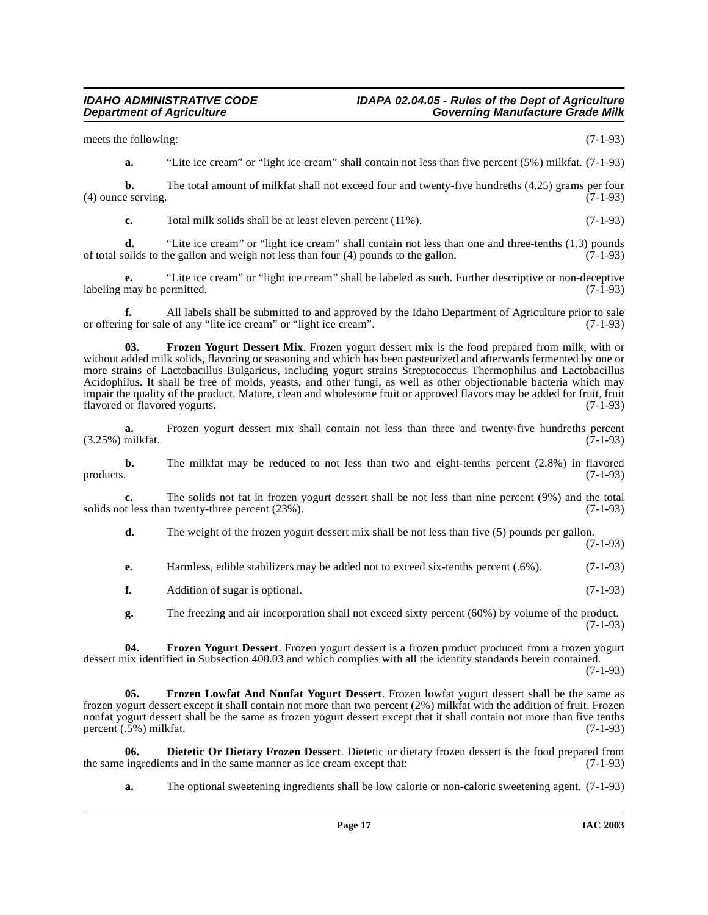meets the following: (7-1-93)

**a.** "Lite ice cream" or "light ice cream" shall contain not less than five percent (5%) milkfat. (7-1-93)

**b.** The total amount of milkfat shall not exceed four and twenty-five hundreths (4.25) grams per four (4) ounce serving. (7-1-93)

**c.** Total milk solids shall be at least eleven percent (11%). (7-1-93)

**d.** "Lite ice cream" or "light ice cream" shall contain not less than one and three-tenths (1.3) pounds of total solids to the gallon and weigh not less than four (4) pounds to the gallon. (7-1-93)

**e.** "Lite ice cream" or "light ice cream" shall be labeled as such. Further descriptive or non-deceptive labeling may be permitted. (7-1-93)

**f.** All labels shall be submitted to and approved by the Idaho Department of Agriculture prior to sale or offering for sale of any "lite ice cream" or "light ice cream". (7-1-93)

**03. Frozen Yogurt Dessert Mix**. Frozen yogurt dessert mix is the food prepared from milk, with or without added milk solids, flavoring or seasoning and which has been pasteurized and afterwards fermented by one or more strains of Lactobacillus Bulgaricus, including yogurt strains Streptococcus Thermophilus and Lactobacillus Acidophilus. It shall be free of molds, yeasts, and other fungi, as well as other objectionable bacteria which may impair the quality of the product. Mature, clean and wholesome fruit or approved flavors may be added for fruit, fruit flavored or flavored yogurts. (7-1-93)

**a.** Frozen yogurt dessert mix shall contain not less than three and twenty-five hundreths percent (3.25%) milkfat. (7-1-93)

**b.** The milkfat may be reduced to not less than two and eight-tenths percent (2.8%) in flavored products. (7-1-93)

**c.** The solids not fat in frozen yogurt dessert shall be not less than nine percent (9%) and the total solids not less than twenty-three percent (23%). (7-1-93)

**d.** The weight of the frozen yogurt dessert mix shall be not less than five (5) pounds per gallon. (7-1-93)

**e.** Harmless, edible stabilizers may be added not to exceed six-tenths percent (.6%). (7-1-93)

**f.** Addition of sugar is optional. (7-1-93)

**g.** The freezing and air incorporation shall not exceed sixty percent (60%) by volume of the product. (7-1-93)

**04. Frozen Yogurt Dessert**. Frozen yogurt dessert is a frozen product produced from a frozen yogurt dessert mix identified in Subsection 400.03 and which complies with all the identity standards herein contained. (7-1-93)

**05. Frozen Lowfat And Nonfat Yogurt Dessert**. Frozen lowfat yogurt dessert shall be the same as frozen yogurt dessert except it shall contain not more than two percent (2%) milkfat with the addition of fruit. Frozen nonfat yogurt dessert shall be the same as frozen yogurt dessert except that it shall contain not more than five tenths percent (.5%) milkfat. (7-1-93)

**06. Dietetic Or Dietary Frozen Dessert**. Dietetic or dietary frozen dessert is the food prepared from the same ingredients and in the same manner as ice cream except that: (7-1-93)

**a.** The optional sweetening ingredients shall be low calorie or non-caloric sweetening agent. (7-1-93)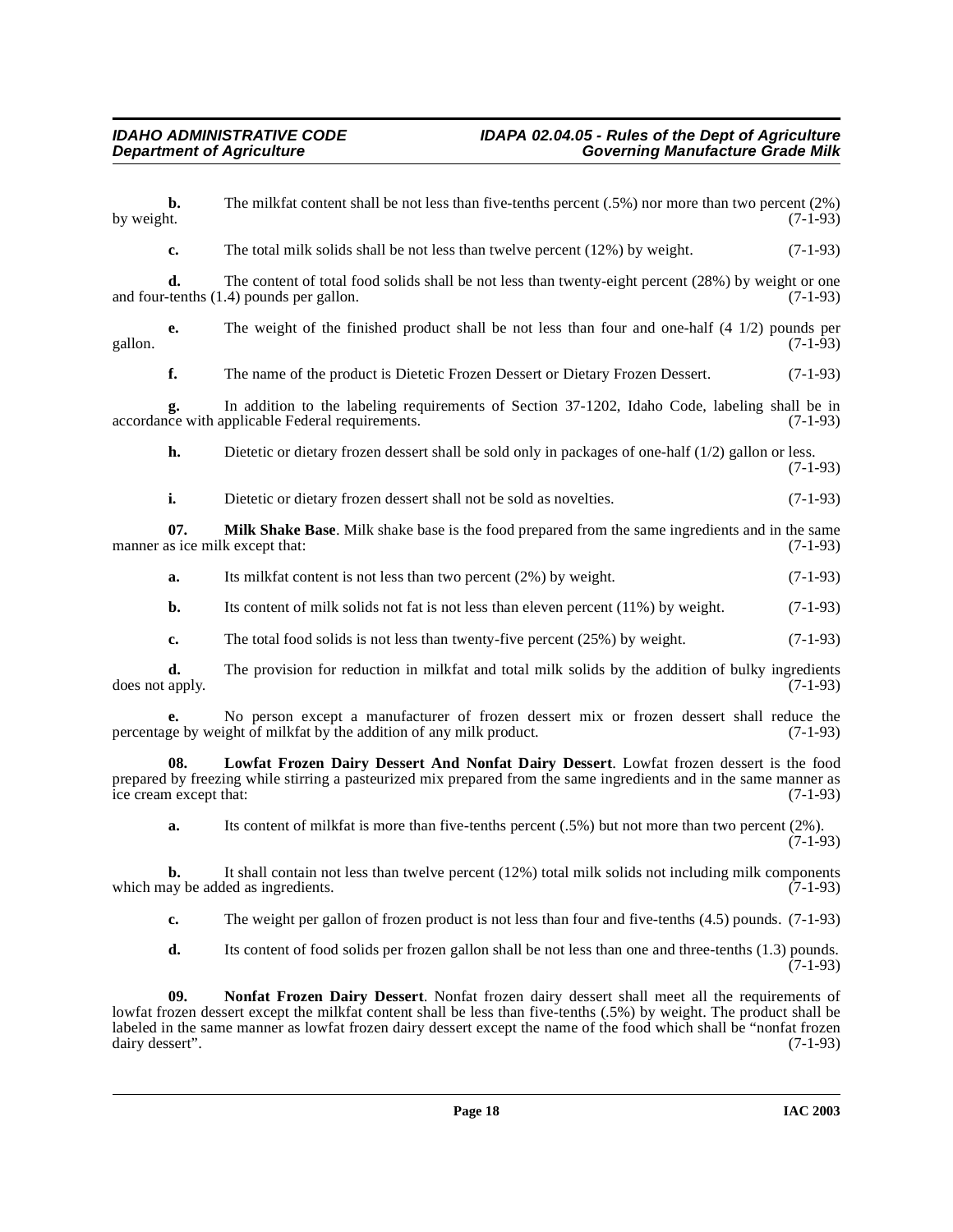**b.** The milkfat content shall be not less than five-tenths percent (.5%) nor more than two percent (2%) by weight. (7-1-93)

**c.** The total milk solids shall be not less than twelve percent (12%) by weight. (7-1-93)

**d.** The content of total food solids shall be not less than twenty-eight percent (28%) by weight or one and four-tenths (1.4) pounds per gallon. (7-1-93)

**e.** The weight of the finished product shall be not less than four and one-half (4 1/2) pounds per gallon. (7-1-93)

**f.** The name of the product is Dietetic Frozen Dessert or Dietary Frozen Dessert. (7-1-93)

**g.** In addition to the labeling requirements of Section 37-1202, Idaho Code, labeling shall be in accordance with applicable Federal requirements. (7-1-93)

**h.** Dietetic or dietary frozen dessert shall be sold only in packages of one-half (1/2) gallon or less. (7-1-93)

**i.** Dietetic or dietary frozen dessert shall not be sold as novelties. (7-1-93)

**07. Milk Shake Base**. Milk shake base is the food prepared from the same ingredients and in the same manner as ice milk except that: (7-1-93)

**a.** Its milkfat content is not less than two percent (2%) by weight. (7-1-93)

**b.** Its content of milk solids not fat is not less than eleven percent (11%) by weight. (7-1-93)

**c.** The total food solids is not less than twenty-five percent (25%) by weight. (7-1-93)

**d.** The provision for reduction in milkfat and total milk solids by the addition of bulky ingredients does not apply. (7-1-93)

**e.** No person except a manufacturer of frozen dessert mix or frozen dessert shall reduce the percentage by weight of milkfat by the addition of any milk product. (7-1-93)

**08. Lowfat Frozen Dairy Dessert And Nonfat Dairy Dessert**. Lowfat frozen dessert is the food prepared by freezing while stirring a pasteurized mix prepared from the same ingredients and in the same manner as ice cream except that: (7-1-93)

**a.** Its content of milkfat is more than five-tenths percent (.5%) but not more than two percent (2%). (7-1-93)

**b.** It shall contain not less than twelve percent (12%) total milk solids not including milk components which may be added as ingredients. (7-1-93)

**c.** The weight per gallon of frozen product is not less than four and five-tenths (4.5) pounds. (7-1-93)

**d.** Its content of food solids per frozen gallon shall be not less than one and three-tenths (1.3) pounds. (7-1-93)

**09. Nonfat Frozen Dairy Dessert**. Nonfat frozen dairy dessert shall meet all the requirements of lowfat frozen dessert except the milkfat content shall be less than five-tenths (.5%) by weight. The product shall be labeled in the same manner as lowfat frozen dairy dessert except the name of the food which shall be "nonfat frozen dairy dessert". (7-1-93)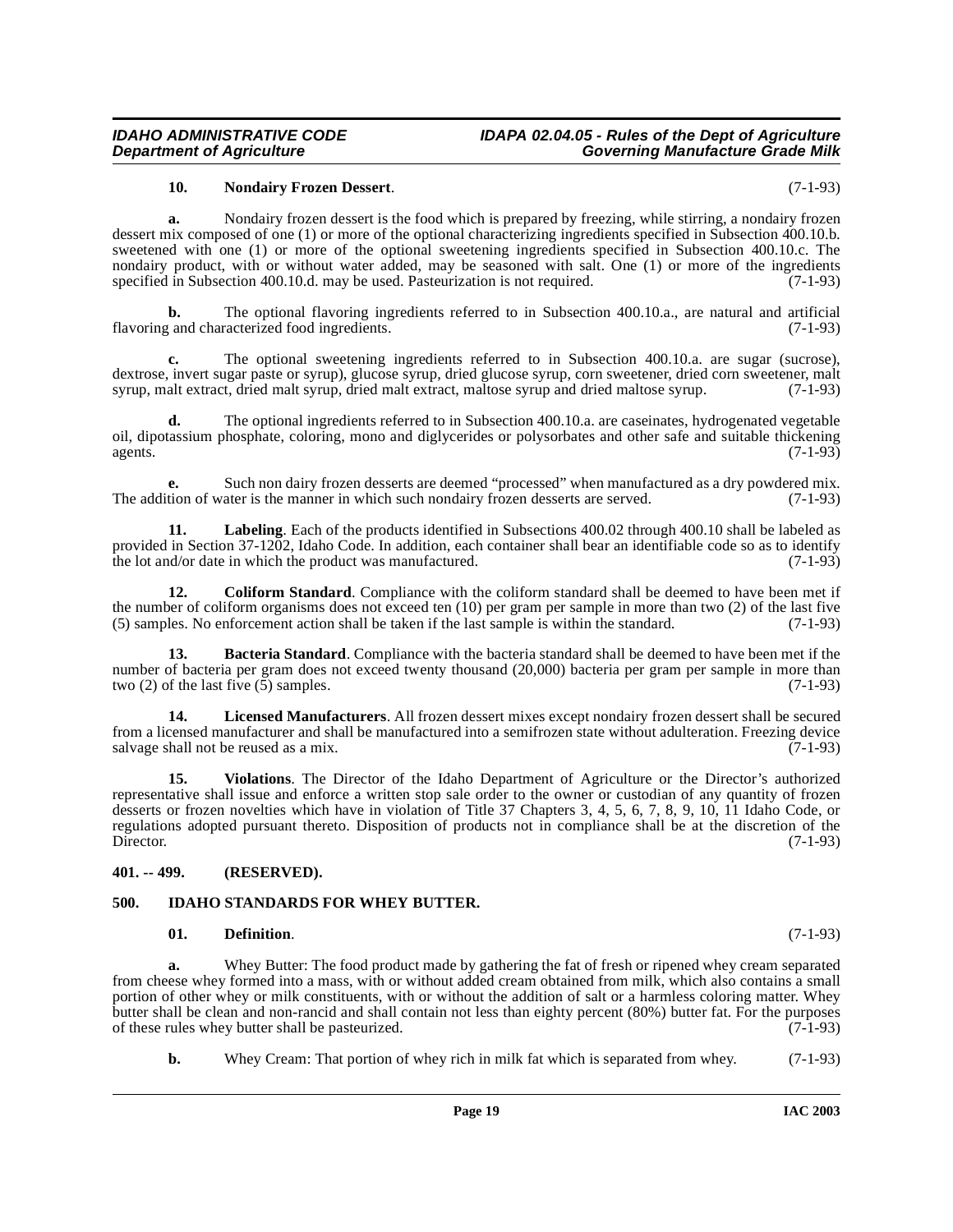**10. Nondairy Frozen Dessert**. (7-1-93)

**a.** Nondairy frozen dessert is the food which is prepared by freezing, while stirring, a nondairy frozen dessert mix composed of one (1) or more of the optional characterizing ingredients specified in Subsection 400.10.b. sweetened with one (1) or more of the optional sweetening ingredients specified in Subsection 400.10.c. The nondairy product, with or without water added, may be seasoned with salt. One (1) or more of the ingredients specified in Subsection 400.10.d. may be used. Pasteurization is not required. (7-1-93)

**b.** The optional flavoring ingredients referred to in Subsection 400.10.a., are natural and artificial flavoring and characterized food ingredients. (7-1-93)

**c.** The optional sweetening ingredients referred to in Subsection 400.10.a. are sugar (sucrose), dextrose, invert sugar paste or syrup), glucose syrup, dried glucose syrup, corn sweetener, dried corn sweetener, malt syrup, malt extract, dried malt syrup, dried malt extract, maltose syrup and dried maltose syrup. (7-1-93)

**d.** The optional ingredients referred to in Subsection 400.10.a. are caseinates, hydrogenated vegetable oil, dipotassium phosphate, coloring, mono and diglycerides or polysorbates and other safe and suitable thickening agents. (7-1-93)

**e.** Such non dairy frozen desserts are deemed "processed" when manufactured as a dry powdered mix. The addition of water is the manner in which such nondairy frozen desserts are served. (7-1-93)

**11. Labeling**. Each of the products identified in Subsections 400.02 through 400.10 shall be labeled as provided in Section 37-1202, Idaho Code. In addition, each container shall bear an identifiable code so as to identify the lot and/or date in which the product was manufactured. (7-1-93)

**12. Coliform Standard**. Compliance with the coliform standard shall be deemed to have been met if the number of coliform organisms does not exceed ten (10) per gram per sample in more than two (2) of the last five (5) samples. No enforcement action shall be taken if the last sample is within the standard. (7-1-93)

**13. Bacteria Standard**. Compliance with the bacteria standard shall be deemed to have been met if the number of bacteria per gram does not exceed twenty thousand (20,000) bacteria per gram per sample in more than two (2) of the last five (5) samples. (7-1-93)

**14. Licensed Manufacturers**. All frozen dessert mixes except nondairy frozen dessert shall be secured from a licensed manufacturer and shall be manufactured into a semifrozen state without adulteration. Freezing device salvage shall not be reused as a mix. (7-1-93)

**15. Violations**. The Director of the Idaho Department of Agriculture or the Director's authorized representative shall issue and enforce a written stop sale order to the owner or custodian of any quantity of frozen desserts or frozen novelties which have in violation of Title 37 Chapters 3, 4, 5, 6, 7, 8, 9, 10, 11 Idaho Code, or regulations adopted pursuant thereto. Disposition of products not in compliance shall be at the discretion of the Director. (7-1-93)

## 401. -- 499. (RESERVED).

## 500. IDAHO STANDARDS FOR WHEY BUTTER.

**01. Definition**. (7-1-93)

**a.** Whey Butter: The food product made by gathering the fat of fresh or ripened whey cream separated from cheese whey formed into a mass, with or without added cream obtained from milk, which also contains a small portion of other whey or milk constituents, with or without the addition of salt or a harmless coloring matter. Whey butter shall be clean and non-rancid and shall contain not less than eighty percent (80%) butter fat. For the purposes of these rules whey butter shall be pasteurized. (7-1-93)

**b.** Whey Cream: That portion of whey rich in milk fat which is separated from whey. (7-1-93)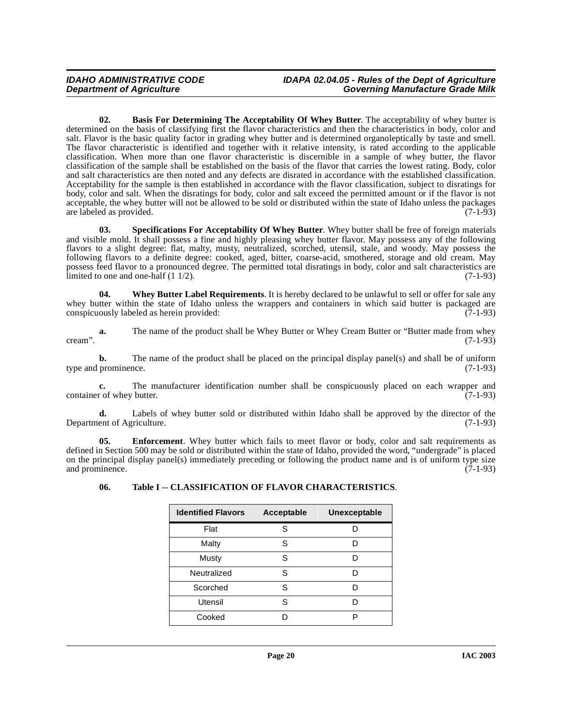**02. Basis For Determining The Acceptability Of Whey Butter**. The acceptability of whey butter is determined on the basis of classifying first the flavor characteristics and then the characteristics in body, color and salt. Flavor is the basic quality factor in grading whey butter and is determined organoleptically by taste and smell. The flavor characteristic is identified and together with it relative intensity, is rated according to the applicable classification. When more than one flavor characteristic is discernible in a sample of whey butter, the flavor classification of the sample shall be established on the basis of the flavor that carries the lowest rating. Body, color and salt characteristics are then noted and any defects are disrated in accordance with the established classification. Acceptability for the sample is then established in accordance with the flavor classification, subject to disratings for body, color and salt. When the disratings for body, color and salt exceed the permitted amount or if the flavor is not acceptable, the whey butter will not be allowed to be sold or distributed within the state of Idaho unless the packages are labeled as provided. (7-1-93)

**03. Specifications For Acceptability Of Whey Butter**. Whey butter shall be free of foreign materials and visible mold. It shall possess a fine and highly pleasing whey butter flavor. May possess any of the following flavors to a slight degree: flat, malty, musty, neutralized, scorched, utensil, stale, and woody. May possess the following flavors to a definite degree: cooked, aged, bitter, coarse-acid, smothered, storage and old cream. May possess feed flavor to a pronounced degree. The permitted total disratings in body, color and salt characteristics are limited to one and one-half (1 1/2). (7-1-93)

**04. Whey Butter Label Requirements**. It is hereby declared to be unlawful to sell or offer for sale any whey butter within the state of Idaho unless the wrappers and containers in which said butter is packaged are conspicuously labeled as herein provided: (7-1-93)

**a.** The name of the product shall be Whey Butter or Whey Cream Butter or "Butter made from whey cream". (7-1-93)

**b.** The name of the product shall be placed on the principal display panel(s) and shall be of uniform type and prominence. (7-1-93)

**c.** The manufacturer identification number shall be conspicuously placed on each wrapper and container of whey butter. (7-1-93)

**d.** Labels of whey butter sold or distributed within Idaho shall be approved by the director of the Department of Agriculture. (7-1-93)

**05. Enforcement**. Whey butter which fails to meet flavor or body, color and salt requirements as defined in Section 500 may be sold or distributed within the state of Idaho, provided the word, "undergrade" is placed on the principal display panel(s) immediately preceding or following the product name and is of uniform type size and prominence. (7-1-93)

**06. Table I -- CLASSIFICATION OF FLAVOR CHARACTERISTICS**.

| Identified Flavors | Acceptable | Unexceptable |
|---|---|---|
| Flat | S | D |
| Malty | S | D |
| Musty | S | D |
| Neutralized | S | D |
| Scorched | S | D |
| Utensil | S | D |
| Cooked | D | P |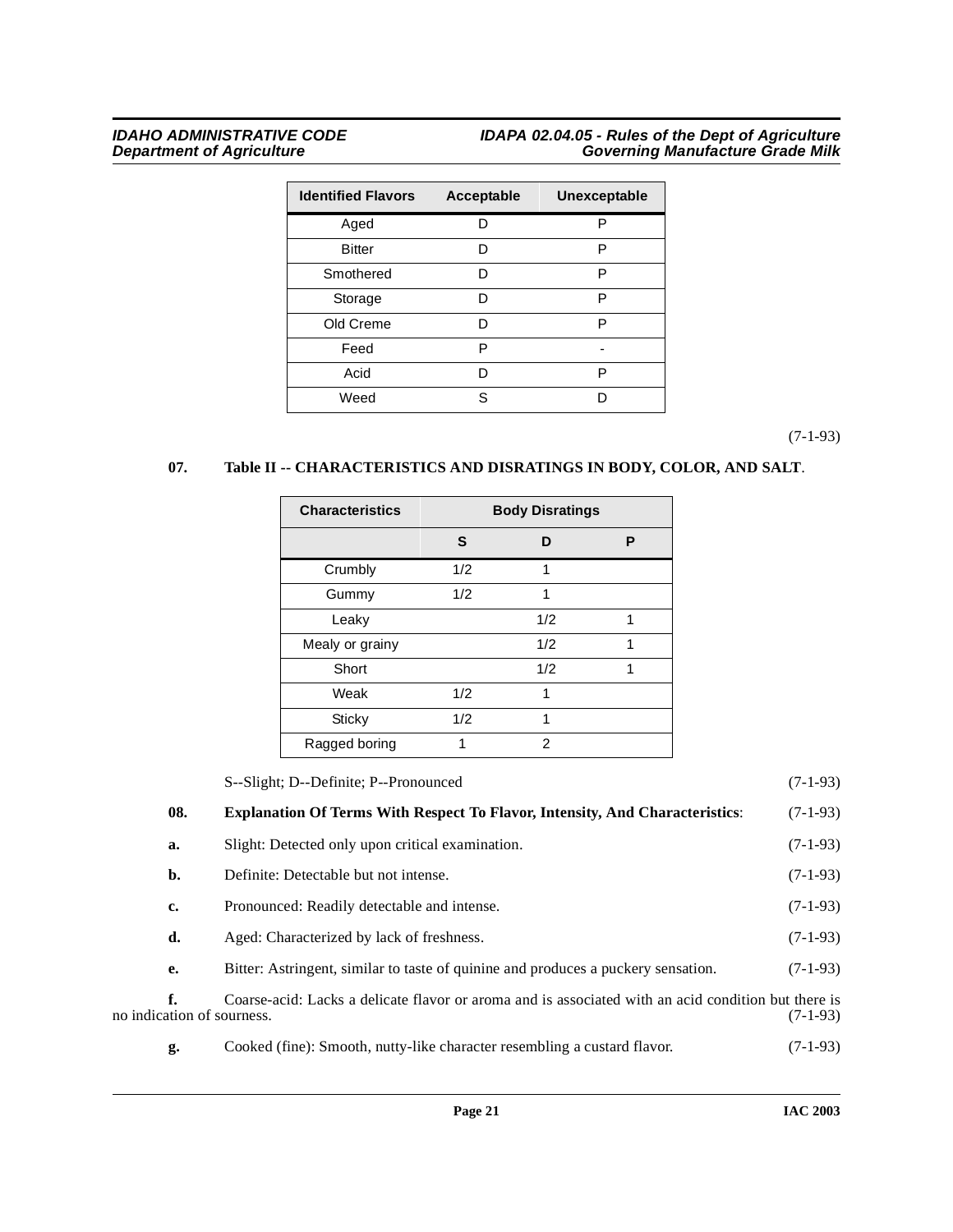| Identified Flavors | Acceptable | Unexceptable |
|---|---|---|
| Aged | D | P |
| Bitter | D | P |
| Smothered | D | P |
| Storage | D | P |
| Old Creme | D | P |
| Feed | P | - |
| Acid | D | P |
| Weed | S | D |

(7-1-93)

**07. Table II -- CHARACTERISTICS AND DISRATINGS IN BODY, COLOR, AND SALT**.

| Characteristics | Body Disratings | | |
|---|---|---|---|
| | S | D | P |
| Crumbly | 1/2 | 1 | |
| Gummy | 1/2 | 1 | |
| Leaky | | 1/2 | 1 |
| Mealy or grainy | | 1/2 | 1 |
| Short | | 1/2 | 1 |
| Weak | 1/2 | 1 | |
| Sticky | 1/2 | 1 | |
| Ragged boring | 1 | 2 | |

S--Slight; D--Definite; P--Pronounced (7-1-93)

**08. Explanation Of Terms With Respect To Flavor, Intensity, And Characteristics**: (7-1-93)

**a.** Slight: Detected only upon critical examination. (7-1-93)

**b.** Definite: Detectable but not intense. (7-1-93)

**c.** Pronounced: Readily detectable and intense. (7-1-93)

**d.** Aged: Characterized by lack of freshness. (7-1-93)

**e.** Bitter: Astringent, similar to taste of quinine and produces a puckery sensation. (7-1-93)

**f.** Coarse-acid: Lacks a delicate flavor or aroma and is associated with an acid condition but there is no indication of sourness. (7-1-93)

**g.** Cooked (fine): Smooth, nutty-like character resembling a custard flavor. (7-1-93)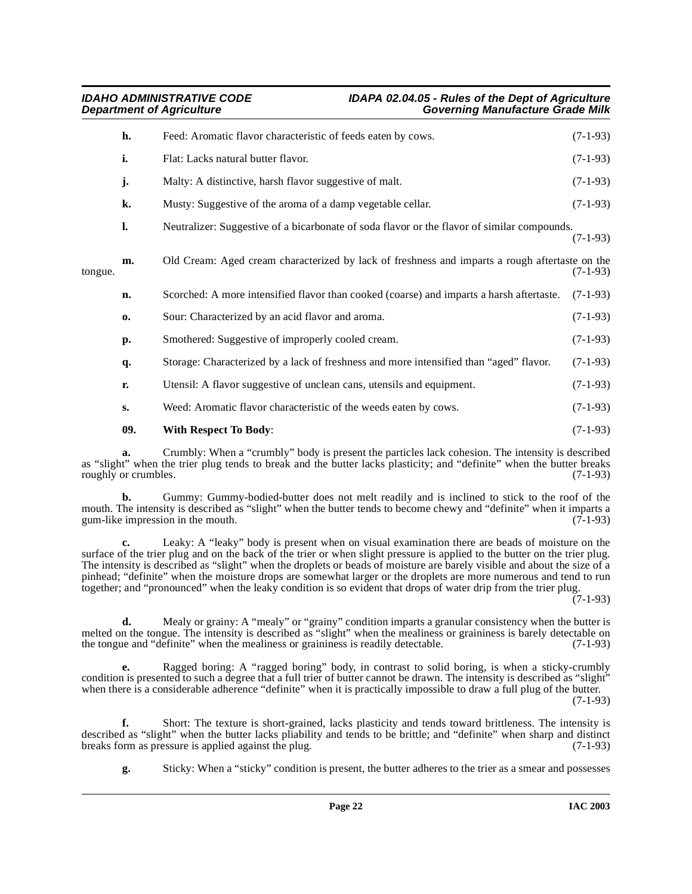**h.** Feed: Aromatic flavor characteristic of feeds eaten by cows. (7-1-93)

**i.** Flat: Lacks natural butter flavor. (7-1-93)

**j.** Malty: A distinctive, harsh flavor suggestive of malt. (7-1-93)

**k.** Musty: Suggestive of the aroma of a damp vegetable cellar. (7-1-93)

**l.** Neutralizer: Suggestive of a bicarbonate of soda flavor or the flavor of similar compounds. (7-1-93)

**m.** Old Cream: Aged cream characterized by lack of freshness and imparts a rough aftertaste on the tongue. (7-1-93)

**n.** Scorched: A more intensified flavor than cooked (coarse) and imparts a harsh aftertaste. (7-1-93)

**o.** Sour: Characterized by an acid flavor and aroma. (7-1-93)

**p.** Smothered: Suggestive of improperly cooled cream. (7-1-93)

**q.** Storage: Characterized by a lack of freshness and more intensified than "aged" flavor. (7-1-93)

**r.** Utensil: A flavor suggestive of unclean cans, utensils and equipment. (7-1-93)

**s.** Weed: Aromatic flavor characteristic of the weeds eaten by cows. (7-1-93)

**09. With Respect To Body**: (7-1-93)

**a.** Crumbly: When a "crumbly" body is present the particles lack cohesion. The intensity is described as "slight" when the trier plug tends to break and the butter lacks plasticity; and "definite" when the butter breaks roughly or crumbles. (7-1-93)

**b.** Gummy: Gummy-bodied-butter does not melt readily and is inclined to stick to the roof of the mouth. The intensity is described as "slight" when the butter tends to become chewy and "definite" when it imparts a gum-like impression in the mouth. (7-1-93)

**c.** Leaky: A "leaky" body is present when on visual examination there are beads of moisture on the surface of the trier plug and on the back of the trier or when slight pressure is applied to the butter on the trier plug. The intensity is described as "slight" when the droplets or beads of moisture are barely visible and about the size of a pinhead; "definite" when the moisture drops are somewhat larger or the droplets are more numerous and tend to run together; and "pronounced" when the leaky condition is so evident that drops of water drip from the trier plug. (7-1-93)

**d.** Mealy or grainy: A "mealy" or "grainy" condition imparts a granular consistency when the butter is melted on the tongue. The intensity is described as "slight" when the mealiness or graininess is barely detectable on the tongue and "definite" when the mealiness or graininess is readily detectable. (7-1-93)

**e.** Ragged boring: A "ragged boring" body, in contrast to solid boring, is when a sticky-crumbly condition is presented to such a degree that a full trier of butter cannot be drawn. The intensity is described as "slight" when there is a considerable adherence "definite" when it is practically impossible to draw a full plug of the butter. (7-1-93)

**f.** Short: The texture is short-grained, lacks plasticity and tends toward brittleness. The intensity is described as "slight" when the butter lacks pliability and tends to be brittle; and "definite" when sharp and distinct breaks form as pressure is applied against the plug. (7-1-93)

**g.** Sticky: When a "sticky" condition is present, the butter adheres to the trier as a smear and possesses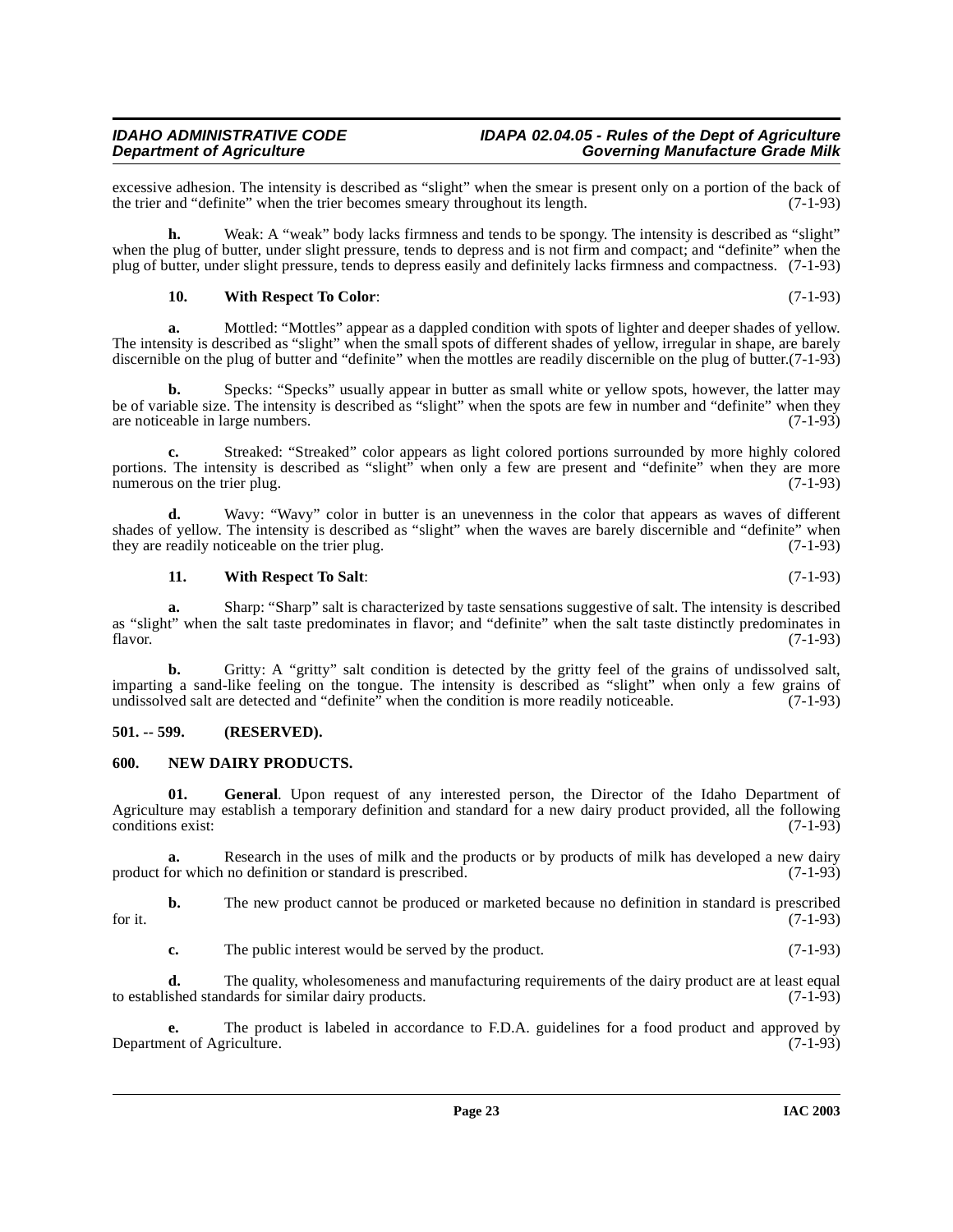excessive adhesion. The intensity is described as "slight" when the smear is present only on a portion of the back of the trier and "definite" when the trier becomes smeary throughout its length. (7-1-93)

**h.** Weak: A "weak" body lacks firmness and tends to be spongy. The intensity is described as "slight" when the plug of butter, under slight pressure, tends to depress and is not firm and compact; and "definite" when the plug of butter, under slight pressure, tends to depress easily and definitely lacks firmness and compactness. (7-1-93)

**10. With Respect To Color**: (7-1-93)

**a.** Mottled: "Mottles" appear as a dappled condition with spots of lighter and deeper shades of yellow. The intensity is described as "slight" when the small spots of different shades of yellow, irregular in shape, are barely discernible on the plug of butter and "definite" when the mottles are readily discernible on the plug of butter.(7-1-93)

**b.** Specks: "Specks" usually appear in butter as small white or yellow spots, however, the latter may be of variable size. The intensity is described as "slight" when the spots are few in number and "definite" when they are noticeable in large numbers. (7-1-93)

**c.** Streaked: "Streaked" color appears as light colored portions surrounded by more highly colored portions. The intensity is described as "slight" when only a few are present and "definite" when they are more numerous on the trier plug. (7-1-93)

**d.** Wavy: "Wavy" color in butter is an unevenness in the color that appears as waves of different shades of yellow. The intensity is described as "slight" when the waves are barely discernible and "definite" when they are readily noticeable on the trier plug. (7-1-93)

**11. With Respect To Salt**: (7-1-93)

**a.** Sharp: "Sharp" salt is characterized by taste sensations suggestive of salt. The intensity is described as "slight" when the salt taste predominates in flavor; and "definite" when the salt taste distinctly predominates in flavor. (7-1-93)

**b.** Gritty: A "gritty" salt condition is detected by the gritty feel of the grains of undissolved salt, imparting a sand-like feeling on the tongue. The intensity is described as "slight" when only a few grains of undissolved salt are detected and "definite" when the condition is more readily noticeable. (7-1-93)

## 501. -- 599. (RESERVED).

## 600. NEW DAIRY PRODUCTS.

**01. General**. Upon request of any interested person, the Director of the Idaho Department of Agriculture may establish a temporary definition and standard for a new dairy product provided, all the following conditions exist: (7-1-93)

**a.** Research in the uses of milk and the products or by products of milk has developed a new dairy product for which no definition or standard is prescribed. (7-1-93)

**b.** The new product cannot be produced or marketed because no definition in standard is prescribed for it. (7-1-93)

**c.** The public interest would be served by the product. (7-1-93)

**d.** The quality, wholesomeness and manufacturing requirements of the dairy product are at least equal to established standards for similar dairy products. (7-1-93)

**e.** The product is labeled in accordance to F.D.A. guidelines for a food product and approved by Department of Agriculture. (7-1-93)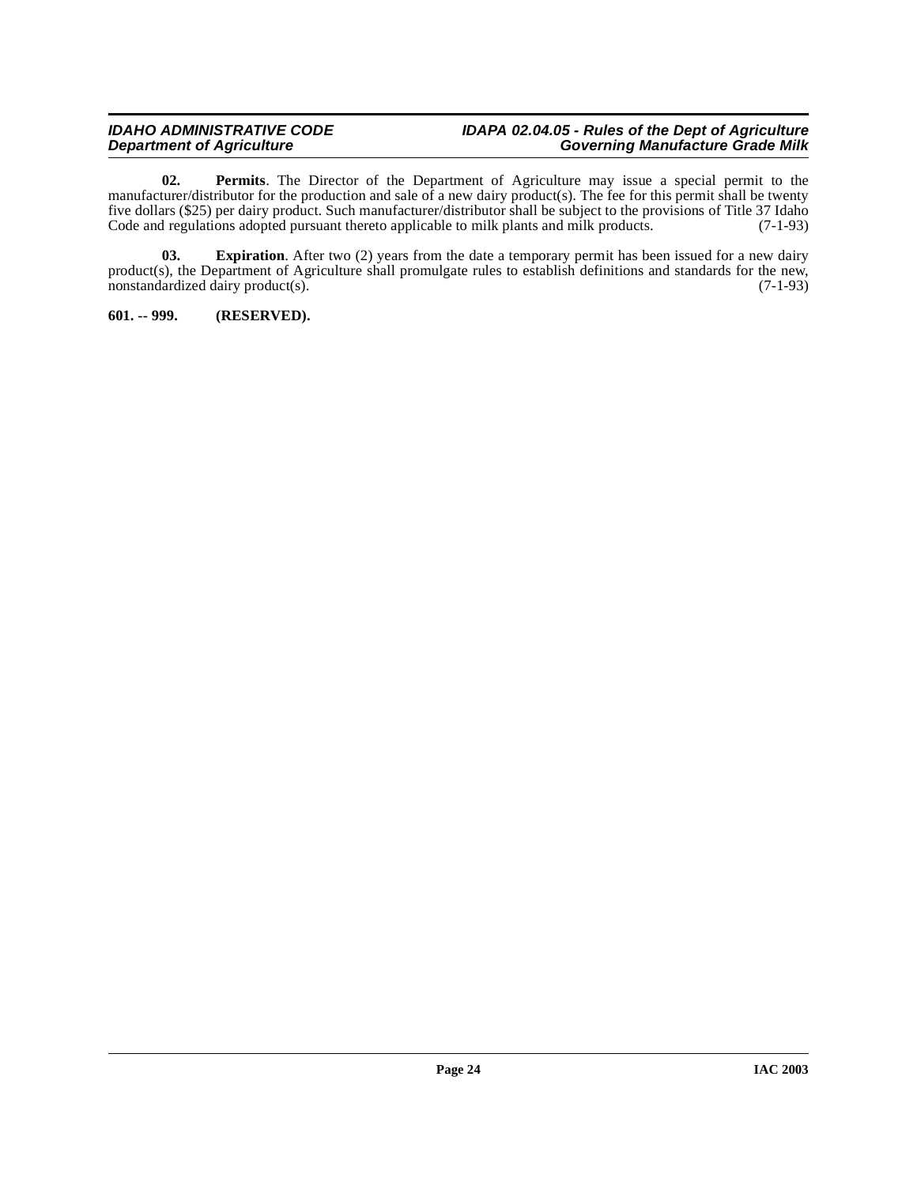**02. Permits**. The Director of the Department of Agriculture may issue a special permit to the manufacturer/distributor for the production and sale of a new dairy product(s). The fee for this permit shall be twenty five dollars ($25) per dairy product. Such manufacturer/distributor shall be subject to the provisions of Title 37 Idaho Code and regulations adopted pursuant thereto applicable to milk plants and milk products. (7-1-93)

**03. Expiration**. After two (2) years from the date a temporary permit has been issued for a new dairy product(s), the Department of Agriculture shall promulgate rules to establish definitions and standards for the new, nonstandardized dairy product(s). (7-1-93)

**601. -- 999. (RESERVED).**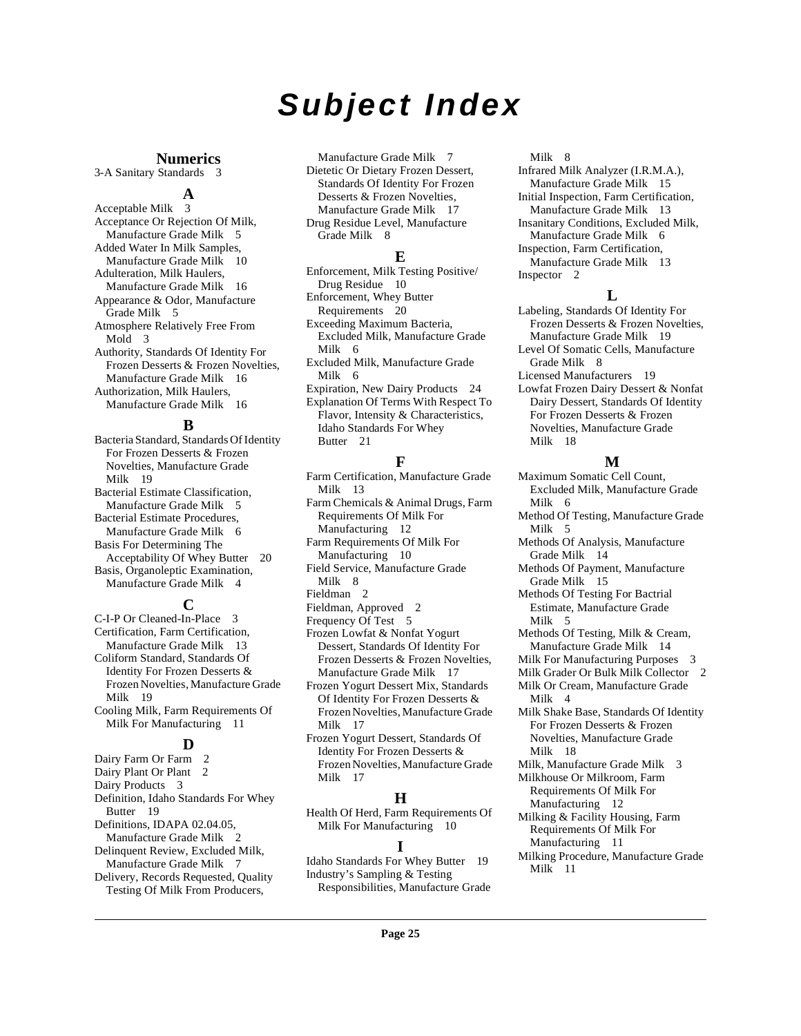# Subject Index

## Numerics

3-A Sanitary Standards 3

## A

Acceptable Milk 3
Acceptance Or Rejection Of Milk, Manufacture Grade Milk 5
Added Water In Milk Samples, Manufacture Grade Milk 10
Adulteration, Milk Haulers, Manufacture Grade Milk 16
Appearance & Odor, Manufacture Grade Milk 5
Atmosphere Relatively Free From Mold 3
Authority, Standards Of Identity For Frozen Desserts & Frozen Novelties, Manufacture Grade Milk 16
Authorization, Milk Haulers, Manufacture Grade Milk 16

## B

Bacteria Standard, Standards Of Identity For Frozen Desserts & Frozen Novelties, Manufacture Grade Milk 19
Bacterial Estimate Classification, Manufacture Grade Milk 5
Bacterial Estimate Procedures, Manufacture Grade Milk 6
Basis For Determining The Acceptability Of Whey Butter 20
Basis, Organoleptic Examination, Manufacture Grade Milk 4

## C

C-I-P Or Cleaned-In-Place 3
Certification, Farm Certification, Manufacture Grade Milk 13
Coliform Standard, Standards Of Identity For Frozen Desserts & Frozen Novelties, Manufacture Grade Milk 19
Cooling Milk, Farm Requirements Of Milk For Manufacturing 11

## D

Dairy Farm Or Farm 2
Dairy Plant Or Plant 2
Dairy Products 3
Definition, Idaho Standards For Whey Butter 19
Definitions, IDAPA 02.04.05, Manufacture Grade Milk 2
Delinquent Review, Excluded Milk, Manufacture Grade Milk 7
Delivery, Records Requested, Quality Testing Of Milk From Producers, Manufacture Grade Milk 7
Dietetic Or Dietary Frozen Dessert, Standards Of Identity For Frozen Desserts & Frozen Novelties, Manufacture Grade Milk 17
Drug Residue Level, Manufacture Grade Milk 8

## E

Enforcement, Milk Testing Positive/ Drug Residue 10
Enforcement, Whey Butter Requirements 20
Exceeding Maximum Bacteria, Excluded Milk, Manufacture Grade Milk 6
Excluded Milk, Manufacture Grade Milk 6
Expiration, New Dairy Products 24
Explanation Of Terms With Respect To Flavor, Intensity & Characteristics, Idaho Standards For Whey Butter 21

## F

Farm Certification, Manufacture Grade Milk 13
Farm Chemicals & Animal Drugs, Farm Requirements Of Milk For Manufacturing 12
Farm Requirements Of Milk For Manufacturing 10
Field Service, Manufacture Grade Milk 8
Fieldman 2
Fieldman, Approved 2
Frequency Of Test 5
Frozen Lowfat & Nonfat Yogurt Dessert, Standards Of Identity For Frozen Desserts & Frozen Novelties, Manufacture Grade Milk 17
Frozen Yogurt Dessert Mix, Standards Of Identity For Frozen Desserts & Frozen Novelties, Manufacture Grade Milk 17
Frozen Yogurt Dessert, Standards Of Identity For Frozen Desserts & Frozen Novelties, Manufacture Grade Milk 17

## H

Health Of Herd, Farm Requirements Of Milk For Manufacturing 10

## I

Idaho Standards For Whey Butter 19
Industry's Sampling & Testing Responsibilities, Manufacture Grade Milk 8
Infrared Milk Analyzer (I.R.M.A.), Manufacture Grade Milk 15
Initial Inspection, Farm Certification, Manufacture Grade Milk 13
Insanitary Conditions, Excluded Milk, Manufacture Grade Milk 6
Inspection, Farm Certification, Manufacture Grade Milk 13
Inspector 2

## L

Labeling, Standards Of Identity For Frozen Desserts & Frozen Novelties, Manufacture Grade Milk 19
Level Of Somatic Cells, Manufacture Grade Milk 8
Licensed Manufacturers 19
Lowfat Frozen Dairy Dessert & Nonfat Dairy Dessert, Standards Of Identity For Frozen Desserts & Frozen Novelties, Manufacture Grade Milk 18

## M

Maximum Somatic Cell Count, Excluded Milk, Manufacture Grade Milk 6
Method Of Testing, Manufacture Grade Milk 5
Methods Of Analysis, Manufacture Grade Milk 14
Methods Of Payment, Manufacture Grade Milk 15
Methods Of Testing For Bactrial Estimate, Manufacture Grade Milk 5
Methods Of Testing, Milk & Cream, Manufacture Grade Milk 14
Milk For Manufacturing Purposes 3
Milk Grader Or Bulk Milk Collector 2
Milk Or Cream, Manufacture Grade Milk 4
Milk Shake Base, Standards Of Identity For Frozen Desserts & Frozen Novelties, Manufacture Grade Milk 18
Milk, Manufacture Grade Milk 3
Milkhouse Or Milkroom, Farm Requirements Of Milk For Manufacturing 12
Milking & Facility Housing, Farm Requirements Of Milk For Manufacturing 11
Milking Procedure, Manufacture Grade Milk 11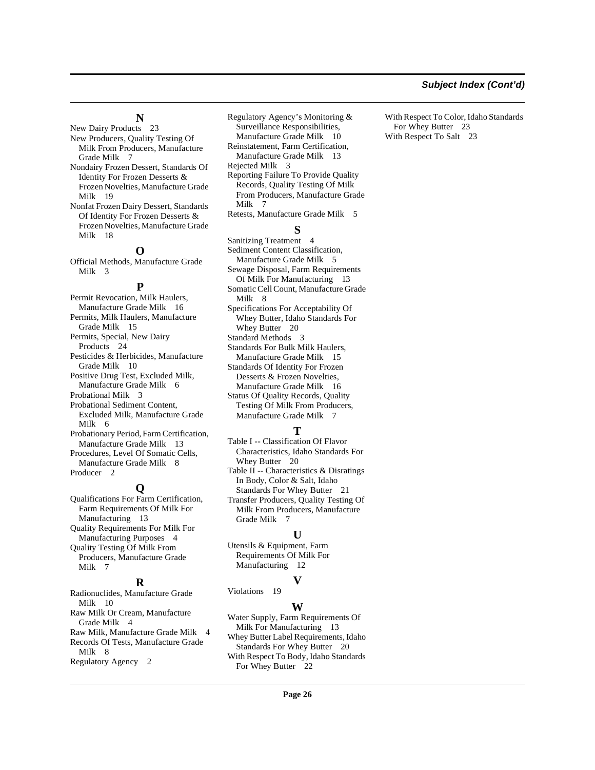## Subject Index (Cont'd)

### N

New Dairy Products 23
New Producers, Quality Testing Of Milk From Producers, Manufacture Grade Milk 7
Nondairy Frozen Dessert, Standards Of Identity For Frozen Desserts & Frozen Novelties, Manufacture Grade Milk 19
Nonfat Frozen Dairy Dessert, Standards Of Identity For Frozen Desserts & Frozen Novelties, Manufacture Grade Milk 18

### O

Official Methods, Manufacture Grade Milk 3

### P

Permit Revocation, Milk Haulers, Manufacture Grade Milk 16
Permits, Milk Haulers, Manufacture Grade Milk 15
Permits, Special, New Dairy Products 24
Pesticides & Herbicides, Manufacture Grade Milk 10
Positive Drug Test, Excluded Milk, Manufacture Grade Milk 6
Probational Milk 3
Probational Sediment Content, Excluded Milk, Manufacture Grade Milk 6
Probationary Period, Farm Certification, Manufacture Grade Milk 13
Procedures, Level Of Somatic Cells, Manufacture Grade Milk 8
Producer 2

### Q

Qualifications For Farm Certification, Farm Requirements Of Milk For Manufacturing 13
Quality Requirements For Milk For Manufacturing Purposes 4
Quality Testing Of Milk From Producers, Manufacture Grade Milk 7

### R

Radionuclides, Manufacture Grade Milk 10
Raw Milk Or Cream, Manufacture Grade Milk 4
Raw Milk, Manufacture Grade Milk 4
Records Of Tests, Manufacture Grade Milk 8
Regulatory Agency 2
Regulatory Agency's Monitoring & Surveillance Responsibilities, Manufacture Grade Milk 10
Reinstatement, Farm Certification, Manufacture Grade Milk 13
Rejected Milk 3
Reporting Failure To Provide Quality Records, Quality Testing Of Milk From Producers, Manufacture Grade Milk 7
Retests, Manufacture Grade Milk 5

### S

Sanitizing Treatment 4
Sediment Content Classification, Manufacture Grade Milk 5
Sewage Disposal, Farm Requirements Of Milk For Manufacturing 13
Somatic Cell Count, Manufacture Grade Milk 8
Specifications For Acceptability Of Whey Butter, Idaho Standards For Whey Butter 20
Standard Methods 3
Standards For Bulk Milk Haulers, Manufacture Grade Milk 15
Standards Of Identity For Frozen Desserts & Frozen Novelties, Manufacture Grade Milk 16
Status Of Quality Records, Quality Testing Of Milk From Producers, Manufacture Grade Milk 7

### T

Table I -- Classification Of Flavor Characteristics, Idaho Standards For Whey Butter 20
Table II -- Characteristics & Disratings In Body, Color & Salt, Idaho Standards For Whey Butter 21
Transfer Producers, Quality Testing Of Milk From Producers, Manufacture Grade Milk 7

### U

Utensils & Equipment, Farm Requirements Of Milk For Manufacturing 12

### V

Violations 19

### W

Water Supply, Farm Requirements Of Milk For Manufacturing 13
Whey Butter Label Requirements, Idaho Standards For Whey Butter 20
With Respect To Body, Idaho Standards For Whey Butter 22
With Respect To Color, Idaho Standards For Whey Butter 23
With Respect To Salt 23